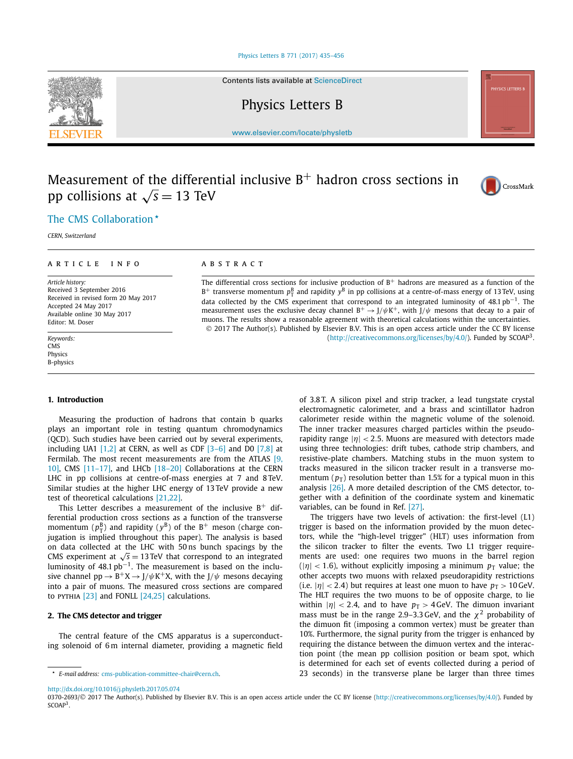# Measurement of the differential inclusive $B^+$ hadron cross sections in pp collisions at $\sqrt{s} = 13$ TeV

The CMS Collaboration *

*CERN, Switzerland*

## ARTICLE INFO

*Article history:*
Received 3 September 2016
Received in revised form 20 May 2017
Accepted 24 May 2017
Available online 30 May 2017
Editor: M. Doser

*Keywords:*
CMS
Physics
B-physics

## ABSTRACT

The differential cross sections for inclusive production of $B^+$ hadrons are measured as a function of the $B^+$ transverse momentum $p_T^B$ and rapidity $y^B$ in pp collisions at a centre-of-mass energy of 13 TeV, using data collected by the CMS experiment that correspond to an integrated luminosity of 48.1 pb$^{-1}$. The measurement uses the exclusive decay channel $B^+ \to J/\psi K^+$, with $J/\psi$ mesons that decay to a pair of muons. The results show a reasonable agreement with theoretical calculations within the uncertainties.

© 2017 The Author(s). Published by Elsevier B.V. This is an open access article under the CC BY license (http://creativecommons.org/licenses/by/4.0/). Funded by SCOAP[3].

## 1. Introduction

Measuring the production of hadrons that contain b quarks plays an important role in testing quantum chromodynamics (QCD). Such studies have been carried out by several experiments, including UA1 [1,2] at CERN, as well as CDF [3–6] and D0 [7,8] at Fermilab. The most recent measurements are from the ATLAS [9,10], CMS [11–17], and LHCb [18–20] Collaborations at the CERN LHC in pp collisions at centre-of-mass energies at 7 and 8 TeV. Similar studies at the higher LHC energy of 13 TeV provide a new test of theoretical calculations [21,22].

This Letter describes a measurement of the inclusive $B^+$ differential production cross sections as a function of the transverse momentum ($p_T^B$) and rapidity ($y^B$) of the $B^+$ meson (charge conjugation is implied throughout this paper). The analysis is based on data collected at the LHC with 50 ns bunch spacings by the CMS experiment at $\sqrt{s} = 13$ TeV that correspond to an integrated luminosity of 48.1 pb$^{-1}$. The measurement is based on the inclusive channel $pp \to B^+X \to J/\psi K^+X$, with the $J/\psi$ mesons decaying into a pair of muons. The measured cross sections are compared to PYTHIA [23] and FONLL [24,25] calculations.

## 2. The CMS detector and trigger

The central feature of the CMS apparatus is a superconducting solenoid of 6 m internal diameter, providing a magnetic field of 3.8 T. A silicon pixel and strip tracker, a lead tungstate crystal electromagnetic calorimeter, and a brass and scintillator hadron calorimeter reside within the magnetic volume of the solenoid. The inner tracker measures charged particles within the pseudorapidity range $|\eta| < 2.5$. Muons are measured with detectors made using three technologies: drift tubes, cathode strip chambers, and resistive-plate chambers. Matching stubs in the muon system to tracks measured in the silicon tracker result in a transverse momentum ($p_T$) resolution better than 1.5% for a typical muon in this analysis [26]. A more detailed description of the CMS detector, together with a definition of the coordinate system and kinematic variables, can be found in Ref. [27].

The triggers have two levels of activation: the first-level (L1) trigger is based on the information provided by the muon detectors, while the "high-level trigger" (HLT) uses information from the silicon tracker to filter the events. Two L1 trigger requirements are used: one requires two muons in the barrel region ($|\eta| < 1.6$), without explicitly imposing a minimum $p_T$ value; the other accepts two muons with relaxed pseudorapidity restrictions (i.e. $|\eta| < 2.4$) but requires at least one muon to have $p_T > 10$ GeV. The HLT requires the two muons to be of opposite charge, to lie within $|\eta| < 2.4$, and to have $p_T > 4$ GeV. The dimuon invariant mass must be in the range 2.9–3.3 GeV, and the $\chi^2$ probability of the dimuon fit (imposing a common vertex) must be greater than 10%. Furthermore, the signal purity from the trigger is enhanced by requiring the distance between the dimuon vertex and the interaction point (the mean pp collision position or beam spot, which is determined for each set of events collected during a period of 23 seconds) in the transverse plane be larger than three times

* E-mail address: cms-publication-committee-chair@cern.ch.

http://dx.doi.org/10.1016/j.physletb.2017.05.074
0370-2693/© 2017 The Author(s). Published by Elsevier B.V. This is an open access article under the CC BY license (http://creativecommons.org/licenses/by/4.0/). Funded by SCOAP[3].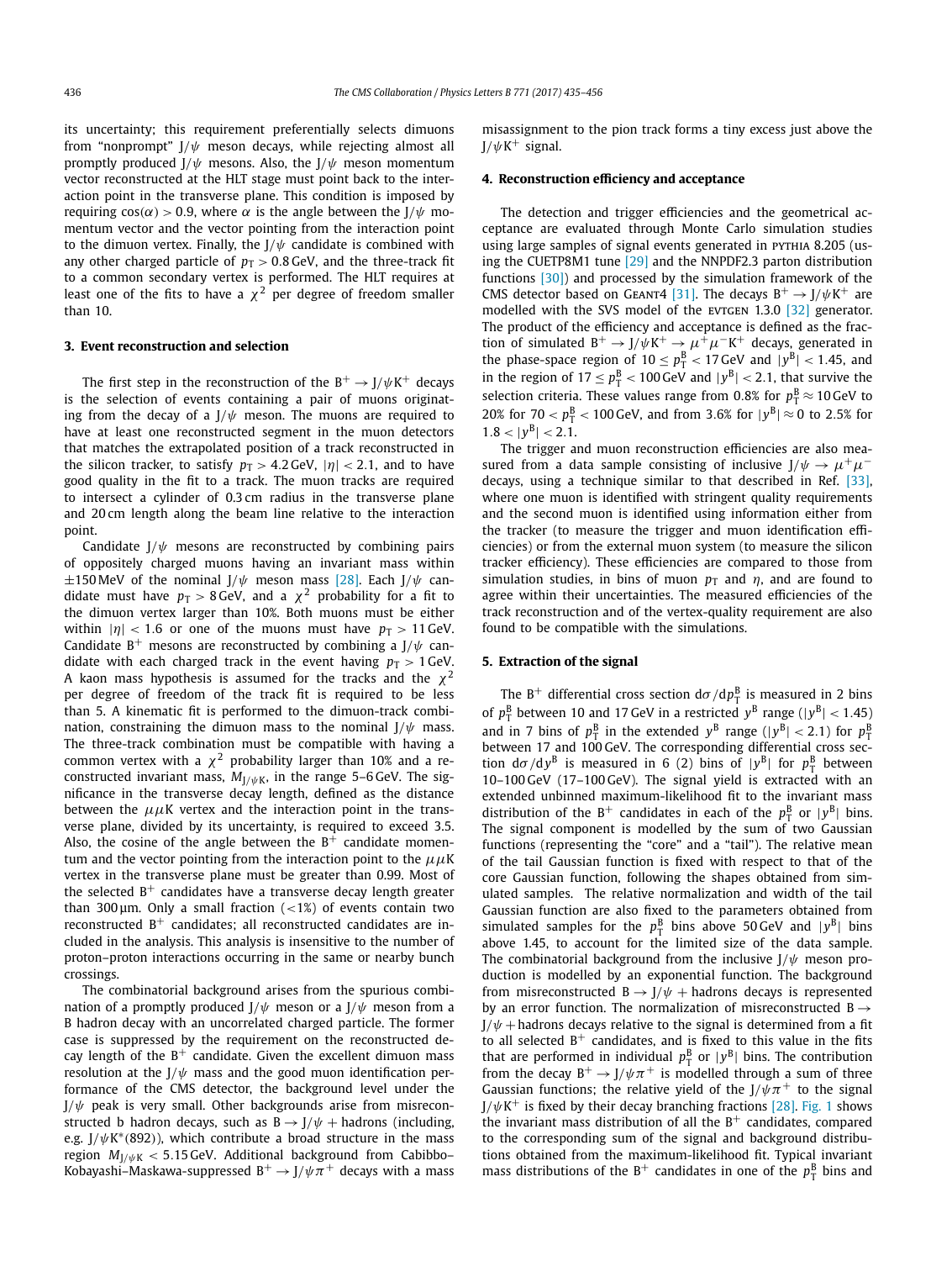its uncertainty; this requirement preferentially selects dimuons from "nonprompt" J/ψ meson decays, while rejecting almost all promptly produced J/ψ mesons. Also, the J/ψ meson momentum vector reconstructed at the HLT stage must point back to the interaction point in the transverse plane. This condition is imposed by requiring $\cos(\alpha) > 0.9$, where $\alpha$ is the angle between the J/ψ momentum vector and the vector pointing from the interaction point to the dimuon vertex. Finally, the J/ψ candidate is combined with any other charged particle of $p_T > 0.8\,\text{GeV}$, and the three-track fit to a common secondary vertex is performed. The HLT requires at least one of the fits to have a $\chi^2$ per degree of freedom smaller than 10.

## 3. Event reconstruction and selection

The first step in the reconstruction of the $B^+ \to J/\psi K^+$ decays is the selection of events containing a pair of muons originating from the decay of a J/ψ meson. The muons are required to have at least one reconstructed segment in the muon detectors that matches the extrapolated position of a track reconstructed in the silicon tracker, to satisfy $p_T > 4.2\,\text{GeV}$, $|\eta| < 2.1$, and to have good quality in the fit to a track. The muon tracks are required to intersect a cylinder of 0.3 cm radius in the transverse plane and 20 cm length along the beam line relative to the interaction point.

Candidate J/ψ mesons are reconstructed by combining pairs of oppositely charged muons having an invariant mass within $\pm 150\,\text{MeV}$ of the nominal J/ψ meson mass [28]. Each J/ψ candidate must have $p_T > 8\,\text{GeV}$, and a $\chi^2$ probability for a fit to the dimuon vertex larger than 10%. Both muons must be either within $|\eta| < 1.6$ or one of the muons must have $p_T > 11\,\text{GeV}$. Candidate $B^+$ mesons are reconstructed by combining a J/ψ candidate with each charged track in the event having $p_T > 1\,\text{GeV}$. A kaon mass hypothesis is assumed for the tracks and the $\chi^2$ per degree of freedom of the track fit is required to be less than 5. A kinematic fit is performed to the dimuon-track combination, constraining the dimuon mass to the nominal J/ψ mass. The three-track combination must be compatible with having a common vertex with a $\chi^2$ probability larger than 10% and a reconstructed invariant mass, $M_{J/\psi K}$, in the range 5–6 GeV. The significance in the transverse decay length, defined as the distance between the $\mu\mu K$ vertex and the interaction point in the transverse plane, divided by its uncertainty, is required to exceed 3.5. Also, the cosine of the angle between the $B^+$ candidate momentum and the vector pointing from the interaction point to the $\mu\mu K$ vertex in the transverse plane must be greater than 0.99. Most of the selected $B^+$ candidates have a transverse decay length greater than 300 μm. Only a small fraction (<1%) of events contain two reconstructed $B^+$ candidates; all reconstructed candidates are included in the analysis. This analysis is insensitive to the number of proton–proton interactions occurring in the same or nearby bunch crossings.

The combinatorial background arises from the spurious combination of a promptly produced J/ψ meson or a J/ψ meson from a B hadron decay with an uncorrelated charged particle. The former case is suppressed by the requirement on the reconstructed decay length of the $B^+$ candidate. Given the excellent dimuon mass resolution at the J/ψ mass and the good muon identification performance of the CMS detector, the background level under the J/ψ peak is very small. Other backgrounds arise from misreconstructed b hadron decays, such as $B \to J/\psi$ + hadrons (including, e.g. $J/\psi K^*(892)$), which contribute a broad structure in the mass region $M_{J/\psi K} < 5.15\,\text{GeV}$. Additional background from Cabibbo–Kobayashi–Maskawa-suppressed $B^+ \to J/\psi\pi^+$ decays with a mass misassignment to the pion track forms a tiny excess just above the $J/\psi K^+$ signal.

## 4. Reconstruction efficiency and acceptance

The detection and trigger efficiencies and the geometrical acceptance are evaluated through Monte Carlo simulation studies using large samples of signal events generated in PYTHIA 8.205 (using the CUETP8M1 tune [29] and the NNPDF2.3 parton distribution functions [30]) and processed by the simulation framework of the CMS detector based on GEANT4 [31]. The decays $B^+ \to J/\psi K^+$ are modelled with the SVS model of the EVTGEN 1.3.0 [32] generator. The product of the efficiency and acceptance is defined as the fraction of simulated $B^+ \to J/\psi K^+ \to \mu^+\mu^- K^+$ decays, generated in the phase-space region of $10 \le p_T^B < 17\,\text{GeV}$ and $|y^B| < 1.45$, and in the region of $17 \le p_T^B < 100\,\text{GeV}$ and $|y^B| < 2.1$, that survive the selection criteria. These values range from 0.8% for $p_T^B \approx 10\,\text{GeV}$ to 20% for $70 < p_T^B < 100\,\text{GeV}$, and from 3.6% for $|y^B| \approx 0$ to 2.5% for $1.8 < |y^B| < 2.1$.

The trigger and muon reconstruction efficiencies are also measured from a data sample consisting of inclusive $J/\psi \to \mu^+\mu^-$ decays, using a technique similar to that described in Ref. [33], where one muon is identified with stringent quality requirements and the second muon is identified using information either from the tracker (to measure the trigger and muon identification efficiencies) or from the external muon system (to measure the silicon tracker efficiency). These efficiencies are compared to those from simulation studies, in bins of muon $p_T$ and $\eta$, and are found to agree within their uncertainties. The measured efficiencies of the track reconstruction and of the vertex-quality requirement are also found to be compatible with the simulations.

## 5. Extraction of the signal

The $B^+$ differential cross section $d\sigma/dp_T^B$ is measured in 2 bins of $p_T^B$ between 10 and 17 GeV in a restricted $y^B$ range ($|y^B| < 1.45$) and in 7 bins of $p_T^B$ in the extended $y^B$ range ($|y^B| < 2.1$) for $p_T^B$ between 17 and 100 GeV. The corresponding differential cross section $d\sigma/dy^B$ is measured in 6 (2) bins of $|y^B|$ for $p_T^B$ between 10–100 GeV (17–100 GeV). The signal yield is extracted with an extended unbinned maximum-likelihood fit to the invariant mass distribution of the $B^+$ candidates in each of the $p_T^B$ or $|y^B|$ bins. The signal component is modelled by the sum of two Gaussian functions (representing the "core" and a "tail"). The relative mean of the tail Gaussian function is fixed with respect to that of the core Gaussian function, following the shapes obtained from simulated samples. The relative normalization and width of the tail Gaussian function are also fixed to the parameters obtained from simulated samples for the $p_T^B$ bins above 50 GeV and $|y^B|$ bins above 1.45, to account for the limited size of the data sample. The combinatorial background from the inclusive J/ψ meson production is modelled by an exponential function. The background from misreconstructed $B \to J/\psi$ + hadrons decays is represented by an error function. The normalization of misreconstructed $B \to J/\psi$ + hadrons decays relative to the signal is determined from a fit to all selected $B^+$ candidates, and is fixed to this value in the fits that are performed in individual $p_T^B$ or $|y^B|$ bins. The contribution from the decay $B^+ \to J/\psi\pi^+$ is modelled through a sum of three Gaussian functions; the relative yield of the $J/\psi\pi^+$ to the signal $J/\psi K^+$ is fixed by their decay branching fractions [28]. Fig. 1 shows the invariant mass distribution of all the $B^+$ candidates, compared to the corresponding sum of the signal and background distributions obtained from the maximum-likelihood fit. Typical invariant mass distributions of the $B^+$ candidates in one of the $p_T^B$ bins and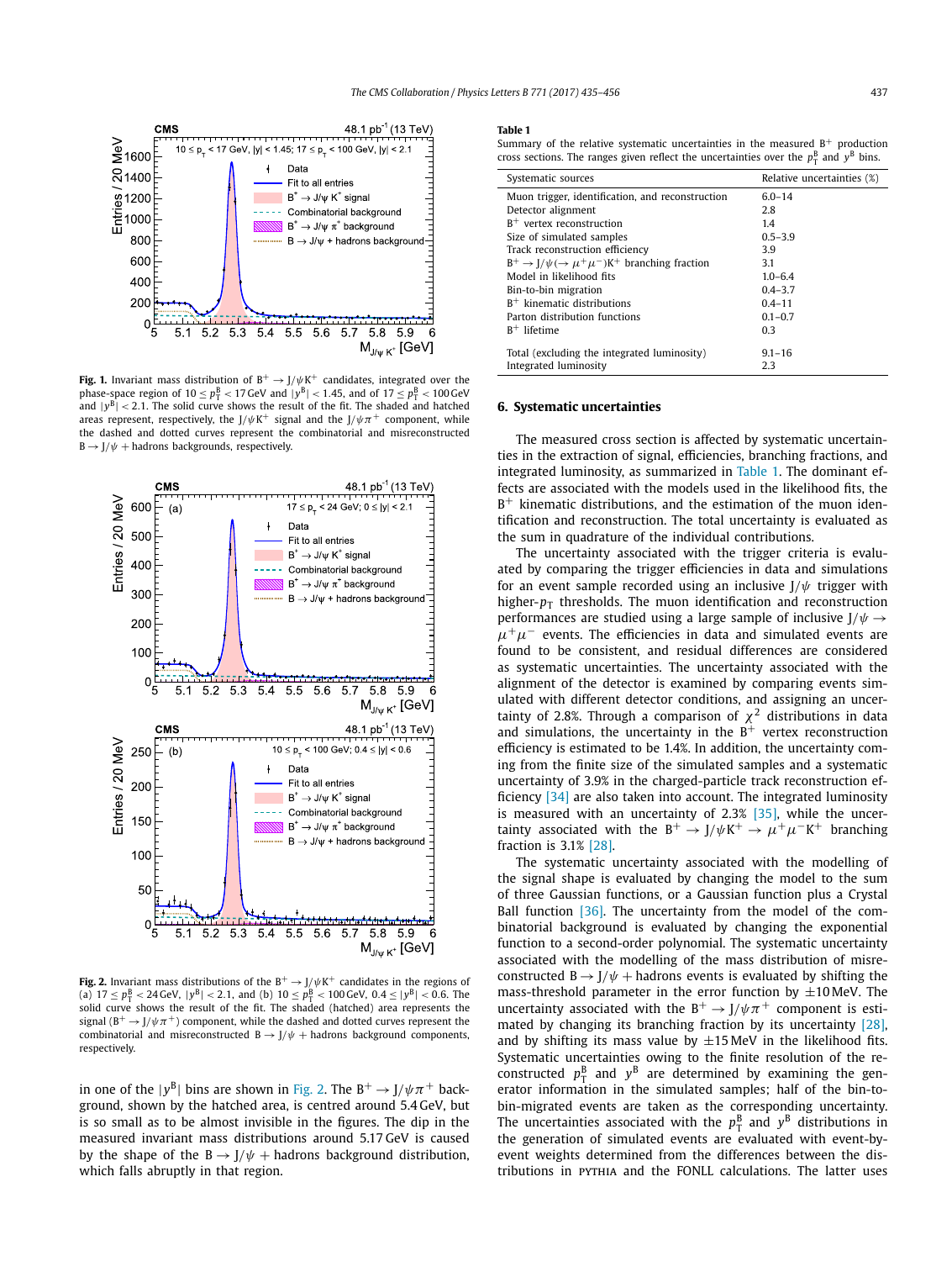**Fig. 1.** Invariant mass distribution of $B^+ \to J/\psi K^+$ candidates, integrated over the phase-space region of $10 \le p_T^B < 17$ GeV and $|y^B| < 1.45$, and of $17 \le p_T^B < 100$ GeV and $|y^B| < 2.1$. The solid curve shows the result of the fit. The shaded and hatched areas represent, respectively, the $J/\psi K^+$ signal and the $J/\psi \pi^+$ component, while the dashed and dotted curves represent the combinatorial and misreconstructed $B \to J/\psi$ + hadrons backgrounds, respectively.

**Fig. 2.** Invariant mass distributions of the $B^+ \to J/\psi K^+$ candidates in the regions of (a) $17 \le p_T^B < 24$ GeV, $|y^B| < 2.1$, and (b) $10 \le p_T^B < 100$ GeV, $0.4 \le |y^B| < 0.6$. The solid curve shows the result of the fit. The shaded (hatched) area represents the signal ($B^+ \to J/\psi \pi^+$) component, while the dashed and dotted curves represent the combinatorial and misreconstructed $B \to J/\psi$ + hadrons background components, respectively.

in one of the $|y^B|$ bins are shown in Fig. 2. The $B^+ \to J/\psi \pi^+$ background, shown by the hatched area, is centred around 5.4 GeV, but is so small as to be almost invisible in the figures. The dip in the measured invariant mass distributions around 5.17 GeV is caused by the shape of the $B \to J/\psi$ + hadrons background distribution, which falls abruptly in that region.

**Table 1**
Summary of the relative systematic uncertainties in the measured $B^+$ production cross sections. The ranges given reflect the uncertainties over the $p_T^B$ and $y^B$ bins.

| Systematic sources | Relative uncertainties (%) |
|---|---|
| Muon trigger, identification, and reconstruction | 6.0–14 |
| Detector alignment | 2.8 |
| $B^+$ vertex reconstruction | 1.4 |
| Size of simulated samples | 0.5–3.9 |
| Track reconstruction efficiency | 3.9 |
| $B^+ \to J/\psi(\to \mu^+\mu^-)K^+$ branching fraction | 3.1 |
| Model in likelihood fits | 1.0–6.4 |
| Bin-to-bin migration | 0.4–3.7 |
| $B^+$ kinematic distributions | 0.4–11 |
| Parton distribution functions | 0.1–0.7 |
| $B^+$ lifetime | 0.3 |
| Total (excluding the integrated luminosity) | 9.1–16 |
| Integrated luminosity | 2.3 |

## 6. Systematic uncertainties

The measured cross section is affected by systematic uncertainties in the extraction of signal, efficiencies, branching fractions, and integrated luminosity, as summarized in Table 1. The dominant effects are associated with the models used in the likelihood fits, the $B^+$ kinematic distributions, and the estimation of the muon identification and reconstruction. The total uncertainty is evaluated as the sum in quadrature of the individual contributions.

The uncertainty associated with the trigger criteria is evaluated by comparing the trigger efficiencies in data and simulations for an event sample recorded using an inclusive $J/\psi$ trigger with higher-$p_T$ thresholds. The muon identification and reconstruction performances are studied using a large sample of inclusive $J/\psi \to \mu^+\mu^-$ events. The efficiencies in data and simulated events are found to be consistent, and residual differences are considered as systematic uncertainties. The uncertainty associated with the alignment of the detector is examined by comparing events simulated with different detector conditions, and assigning an uncertainty of 2.8%. Through a comparison of $\chi^2$ distributions in data and simulations, the uncertainty in the $B^+$ vertex reconstruction efficiency is estimated to be 1.4%. In addition, the uncertainty coming from the finite size of the simulated samples and a systematic uncertainty of 3.9% in the charged-particle track reconstruction efficiency [34] are also taken into account. The integrated luminosity is measured with an uncertainty of 2.3% [35], while the uncertainty associated with the $B^+ \to J/\psi K^+ \to \mu^+\mu^- K^+$ branching fraction is 3.1% [28].

The systematic uncertainty associated with the modelling of the signal shape is evaluated by changing the model to the sum of three Gaussian functions, or a Gaussian function plus a Crystal Ball function [36]. The uncertainty from the model of the combinatorial background is evaluated by changing the exponential function to a second-order polynomial. The systematic uncertainty associated with the modelling of the mass distribution of misreconstructed $B \to J/\psi$ + hadrons events is evaluated by shifting the mass-threshold parameter in the error function by $\pm 10$ MeV. The uncertainty associated with the $B^+ \to J/\psi \pi^+$ component is estimated by changing its branching fraction by its uncertainty [28], and by shifting its mass value by $\pm 15$ MeV in the likelihood fits. Systematic uncertainties owing to the finite resolution of the reconstructed $p_T^B$ and $y^B$ are determined by examining the generator information in the simulated samples; half of the bin-to-bin-migrated events are taken as the corresponding uncertainty. The uncertainties associated with the $p_T^B$ and $y^B$ distributions in the generation of simulated events are evaluated with event-by-event weights determined from the differences between the distributions in PYTHIA and the FONLL calculations. The latter uses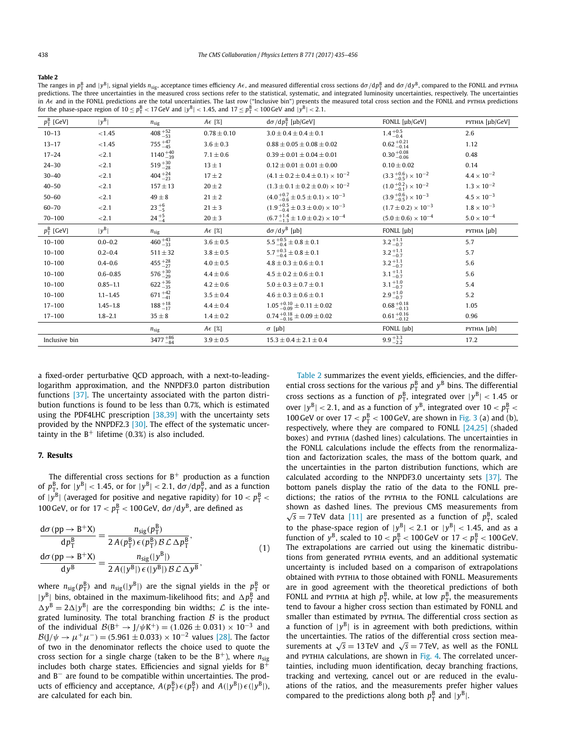**Table 2**

The ranges in $p_T^B$ and $|y^B|$, signal yields $n_{sig}$, acceptance times efficiency $A\epsilon$, and measured differential cross sections $d\sigma/dp_T^B$ and $d\sigma/dy^B$, compared to the FONLL and PYTHIA predictions. The three uncertainties in the measured cross sections refer to the statistical, systematic, and integrated luminosity uncertainties, respectively. The uncertainties in $A\epsilon$ and in the FONLL predictions are the total uncertainties. The last row ("Inclusive bin") presents the measured total cross section and the FONLL and PYTHIA predictions for the phase-space region of $10 \leq p_T^B < 17\,\text{GeV}$ and $|y^B| < 1.45$, and $17 \leq p_T^B < 100\,\text{GeV}$ and $|y^B| < 2.1$.

| $p_T^B$ [GeV] | $\|y^B\|$ | $n_{sig}$ | $A\epsilon$ [%] | $d\sigma/dp_T^B$ [μb/GeV] | FONLL [μb/GeV] | PYTHIA [μb/GeV] |
|---|---|---|---|---|---|---|
| 10–13 | <1.45 | $408^{+52}_{-53}$ | $0.78 \pm 0.10$ | $3.0 \pm 0.4 \pm 0.4 \pm 0.1$ | $1.4^{+0.5}_{-0.4}$ | 2.6 |
| 13–17 | <1.45 | $755^{+47}_{-45}$ | $3.6 \pm 0.3$ | $0.88 \pm 0.05 \pm 0.08 \pm 0.02$ | $0.62^{+0.21}_{-0.14}$ | 1.12 |
| 17–24 | <2.1 | $1140^{+40}_{-39}$ | $7.1 \pm 0.6$ | $0.39 \pm 0.01 \pm 0.04 \pm 0.01$ | $0.30^{+0.08}_{-0.06}$ | 0.48 |
| 24–30 | <2.1 | $519^{+30}_{-28}$ | $13 \pm 1$ | $0.12 \pm 0.01 \pm 0.01 \pm 0.00$ | $0.10 \pm 0.02$ | 0.14 |
| 30–40 | <2.1 | $404^{+24}_{-23}$ | $17 \pm 2$ | $(4.1 \pm 0.2 \pm 0.4 \pm 0.1) \times 10^{-2}$ | $(3.3^{+0.6}_{-0.5}) \times 10^{-2}$ | $4.4 \times 10^{-2}$ |
| 40–50 | <2.1 | $157 \pm 13$ | $20 \pm 2$ | $(1.3 \pm 0.1 \pm 0.2 \pm 0.0) \times 10^{-2}$ | $(1.0^{+0.2}_{-0.1}) \times 10^{-2}$ | $1.3 \times 10^{-2}$ |
| 50–60 | <2.1 | $49 \pm 8$ | $21 \pm 2$ | $(4.0^{+0.7}_{-0.6} \pm 0.5 \pm 0.1) \times 10^{-3}$ | $(3.9^{+0.6}_{-0.5}) \times 10^{-3}$ | $4.5 \times 10^{-3}$ |
| 60–70 | <2.1 | $23^{+6}_{-5}$ | $21 \pm 3$ | $(1.9^{+0.5}_{-0.4} \pm 0.3 \pm 0.0) \times 10^{-3}$ | $(1.7 \pm 0.2) \times 10^{-3}$ | $1.8 \times 10^{-3}$ |
| 70–100 | <2.1 | $24^{+5}_{-4}$ | $20 \pm 3$ | $(6.7^{+1.4}_{-1.3} \pm 1.0 \pm 0.2) \times 10^{-4}$ | $(5.0 \pm 0.6) \times 10^{-4}$ | $5.0 \times 10^{-4}$ |
| $p_T^B$ [GeV] | $\|y^B\|$ | $n_{sig}$ | $A\epsilon$ [%] | $d\sigma/dy^B$ [μb] | FONLL [μb] | PYTHIA [μb] |
| 10–100 | 0.0–0.2 | $460^{+43}_{-33}$ | $3.6 \pm 0.5$ | $5.5^{+0.5}_{-0.4} \pm 0.8 \pm 0.1$ | $3.2^{+1.1}_{-0.7}$ | 5.7 |
| 10–100 | 0.2–0.4 | $511 \pm 32$ | $3.8 \pm 0.5$ | $5.7^{+0.3}_{-0.4} \pm 0.8 \pm 0.1$ | $3.2^{+1.1}_{-0.7}$ | 5.7 |
| 10–100 | 0.4–0.6 | $455^{+28}_{-27}$ | $4.0 \pm 0.5$ | $4.8 \pm 0.3 \pm 0.6 \pm 0.1$ | $3.2^{+1.1}_{-0.7}$ | 5.6 |
| 10–100 | 0.6–0.85 | $576^{+30}_{-29}$ | $4.4 \pm 0.6$ | $4.5 \pm 0.2 \pm 0.6 \pm 0.1$ | $3.1^{+1.1}_{-0.7}$ | 5.6 |
| 10–100 | 0.85–1.1 | $622^{+36}_{-35}$ | $4.2 \pm 0.6$ | $5.0 \pm 0.3 \pm 0.7 \pm 0.1$ | $3.1^{+1.0}_{-0.7}$ | 5.4 |
| 10–100 | 1.1–1.45 | $671^{+42}_{-41}$ | $3.5 \pm 0.4$ | $4.6 \pm 0.3 \pm 0.6 \pm 0.1$ | $2.9^{+1.0}_{-0.7}$ | 5.2 |
| 17–100 | 1.45–1.8 | $188^{+18}_{-17}$ | $4.4 \pm 0.4$ | $1.05^{+0.10}_{-0.09} \pm 0.11 \pm 0.02$ | $0.68^{+0.18}_{-0.13}$ | 1.05 |
| 17–100 | 1.8–2.1 | $35 \pm 8$ | $1.4 \pm 0.2$ | $0.74^{+0.18}_{-0.16} \pm 0.09 \pm 0.02$ | $0.61^{+0.16}_{-0.12}$ | 0.96 |
| | | $n_{sig}$ | $A\epsilon$ [%] | $\sigma$ [μb] | FONLL [μb] | PYTHIA [μb] |
| Inclusive bin | | $3477^{+86}_{-84}$ | $3.9 \pm 0.5$ | $15.3 \pm 0.4 \pm 2.1 \pm 0.4$ | $9.9^{+3.3}_{-2.2}$ | 17.2 |

a fixed-order perturbative QCD approach, with a next-to-leading-logarithm approximation, and the NNPDF3.0 parton distribution functions [37]. The uncertainty associated with the parton distribution functions is found to be less than 0.7%, which is estimated using the PDF4LHC prescription [38,39] with the uncertainty sets provided by the NNPDF2.3 [30]. The effect of the systematic uncertainty in the $B^+$ lifetime (0.3%) is also included.

## 7. Results

The differential cross sections for $B^+$ production as a function of $p_T^B$, for $|y^B| < 1.45$, or for $|y^B| < 2.1$, $d\sigma/dp_T^B$, and as a function of $|y^B|$ (averaged for positive and negative rapidity) for $10 < p_T^B < 100\,\text{GeV}$, or for $17 < p_T^B < 100\,\text{GeV}$, $d\sigma/dy^B$, are defined as

$$\frac{d\sigma(pp \to B^+X)}{dp_T^B} = \frac{n_{sig}(p_T^B)}{2\,A(p_T^B)\,\epsilon(p_T^B)\,\mathcal{B}\,\mathcal{L}\,\Delta p_T^B},$$
$$\frac{d\sigma(pp \to B^+X)}{dy^B} = \frac{n_{sig}(|y^B|)}{2\,A(|y^B|)\,\epsilon(|y^B|)\,\mathcal{B}\,\mathcal{L}\,\Delta y^B}, \tag{1}$$

where $n_{sig}(p_T^B)$ and $n_{sig}(|y^B|)$ are the signal yields in the $p_T^B$ or $|y^B|$ bins, obtained in the maximum-likelihood fits; and $\Delta p_T^B$ and $\Delta y^B = 2\Delta|y^B|$ are the corresponding bin widths; $\mathcal{L}$ is the integrated luminosity. The total branching fraction $\mathcal{B}$ is the product of the individual $\mathcal{B}(B^+ \to J/\psi K^+) = (1.026 \pm 0.031) \times 10^{-3}$ and $\mathcal{B}(J/\psi \to \mu^+\mu^-) = (5.961 \pm 0.033) \times 10^{-2}$ values [28]. The factor of two in the denominator reflects the choice used to quote the cross section for a single charge (taken to be the $B^+$), where $n_{sig}$ includes both charge states. Efficiencies and signal yields for $B^+$ and $B^-$ are found to be compatible within uncertainties. The products of efficiency and acceptance, $A(p_T^B)\epsilon(p_T^B)$ and $A(|y^B|)\epsilon(|y^B|)$, are calculated for each bin.

Table 2 summarizes the event yields, efficiencies, and the differential cross sections for the various $p_T^B$ and $y^B$ bins. The differential cross sections as a function of $p_T^B$, integrated over $|y^B| < 1.45$ or over $|y^B| < 2.1$, and as a function of $y^B$, integrated over $10 < p_T^B < 100\,\text{GeV}$ or over $17 < p_T^B < 100\,\text{GeV}$, are shown in Fig. 3 (a) and (b), respectively, where they are compared to FONLL [24,25] (shaded boxes) and PYTHIA (dashed lines) calculations. The uncertainties in the FONLL calculations include the effects from the renormalization and factorization scales, the mass of the bottom quark, and the uncertainties in the parton distribution functions, which are calculated according to the NNPDF3.0 uncertainty sets [37]. The bottom panels display the ratio of the data to the FONLL predictions; the ratios of the PYTHIA to the FONLL calculations are shown as dashed lines. The previous CMS measurements from $\sqrt{s} = 7\,\text{TeV}$ data [11] are presented as a function of $p_T^B$, scaled to the phase-space region of $|y^B| < 2.1$ or $|y^B| < 1.45$, and as a function of $y^B$, scaled to $10 < p_T^B < 100\,\text{GeV}$ or $17 < p_T^B < 100\,\text{GeV}$. The extrapolations are carried out using the kinematic distributions from generated PYTHIA events, and an additional systematic uncertainty is included based on a comparison of extrapolations obtained with PYTHIA to those obtained with FONLL. Measurements are in good agreement with the theoretical predictions of both FONLL and PYTHIA at high $p_T^B$, while, at low $p_T^B$, the measurements tend to favour a higher cross section than estimated by FONLL and smaller than estimated by PYTHIA. The differential cross section as a function of $|y^B|$ is in agreement with both predictions, within the uncertainties. The ratios of the differential cross section measurements at $\sqrt{s} = 13\,\text{TeV}$ and $\sqrt{s} = 7\,\text{TeV}$, as well as the FONLL and PYTHIA calculations, are shown in Fig. 4. The correlated uncertainties, including muon identification, decay branching fractions, tracking and vertexing, cancel out or are reduced in the evaluations of the ratios, and the measurements prefer higher values compared to the predictions along both $p_T^B$ and $|y^B|$.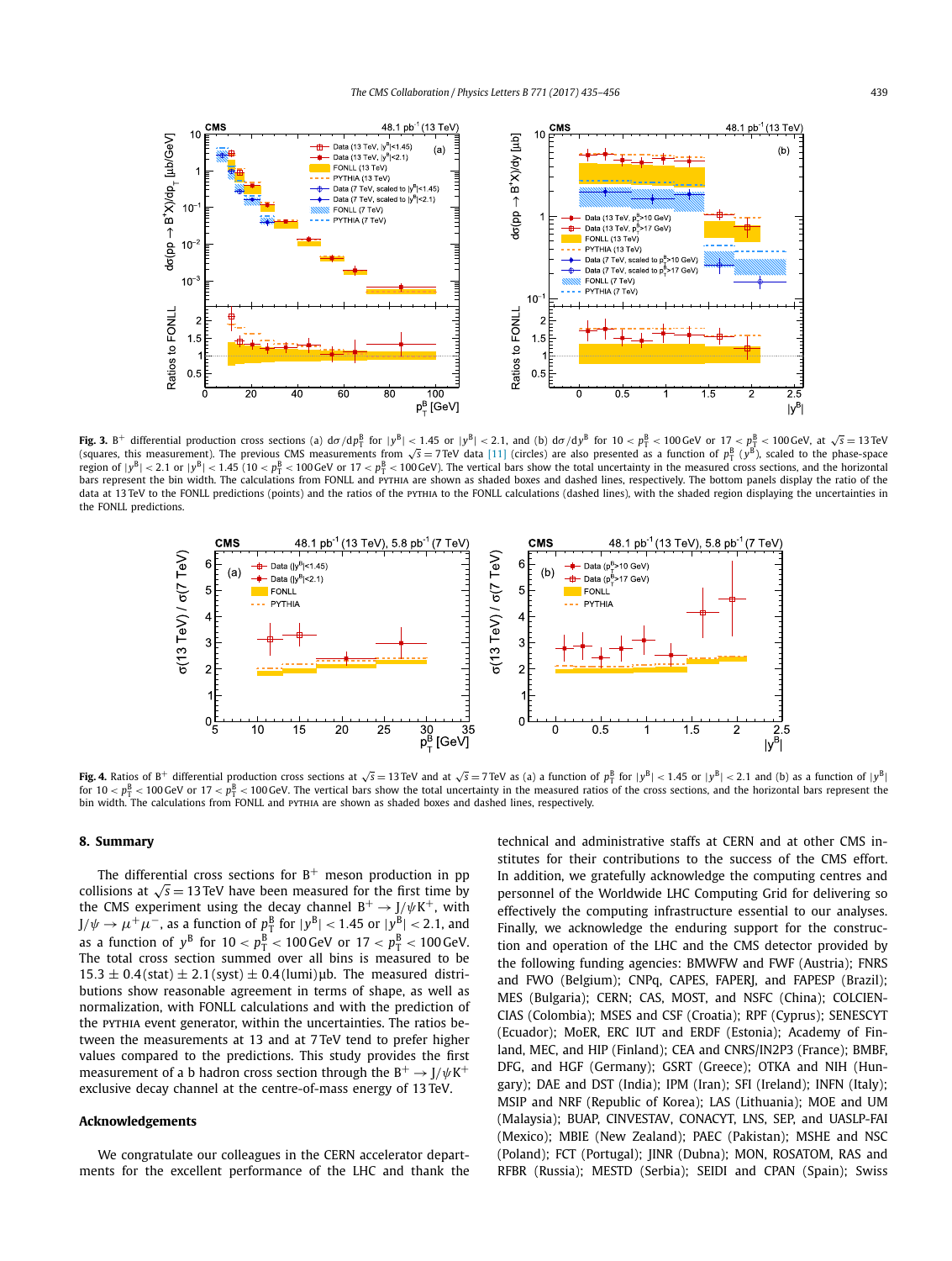**Fig. 3.** $B^+$ differential production cross sections (a) $d\sigma/dp_T^B$ for $|y^B| < 1.45$ or $|y^B| < 2.1$, and (b) $d\sigma/dy^B$ for $10 < p_T^B < 100$ GeV or $17 < p_T^B < 100$ GeV, at $\sqrt{s} = 13$ TeV (squares, this measurement). The previous CMS measurements from $\sqrt{s} = 7$ TeV data [11] (circles) are also presented as a function of $p_T^B$ ($y^B$), scaled to the phase-space region of $|y^B| < 2.1$ or $|y^B| < 1.45$ ($10 < p_T^B < 100$ GeV or $17 < p_T^B < 100$ GeV). The vertical bars show the total uncertainty in the measured cross sections, and the horizontal bars represent the bin width. The calculations from FONLL and PYTHIA are shown as shaded boxes and dashed lines, respectively. The bottom panels display the ratio of the data at 13 TeV to the FONLL predictions (points) and the ratios of the PYTHIA to the FONLL calculations (dashed lines), with the shaded region displaying the uncertainties in the FONLL predictions.

**Fig. 4.** Ratios of $B^+$ differential production cross sections at $\sqrt{s} = 13$ TeV and at $\sqrt{s} = 7$ TeV as (a) a function of $p_T^B$ for $|y^B| < 1.45$ or $|y^B| < 2.1$ and (b) as a function of $|y^B|$ for $10 < p_T^B < 100$ GeV or $17 < p_T^B < 100$ GeV. The vertical bars show the total uncertainty in the measured ratios of the cross sections, and the horizontal bars represent the bin width. The calculations from FONLL and PYTHIA are shown as shaded boxes and dashed lines, respectively.

## 8. Summary

The differential cross sections for $B^+$ meson production in pp collisions at $\sqrt{s} = 13$ TeV have been measured for the first time by the CMS experiment using the decay channel $B^+ \to J/\psi K^+$, with $J/\psi \to \mu^+\mu^-$, as a function of $p_T^B$ for $|y^B| < 1.45$ or $|y^B| < 2.1$, and as a function of $y^B$ for $10 < p_T^B < 100$ GeV or $17 < p_T^B < 100$ GeV. The total cross section summed over all bins is measured to be $15.3 \pm 0.4\,(\text{stat}) \pm 2.1\,(\text{syst}) \pm 0.4\,(\text{lumi})\,\mu\text{b}$. The measured distributions show reasonable agreement in terms of shape, as well as normalization, with FONLL calculations and with the prediction of the PYTHIA event generator, within the uncertainties. The ratios between the measurements at 13 and at 7 TeV tend to prefer higher values compared to the predictions. This study provides the first measurement of a b hadron cross section through the $B^+ \to J/\psi K^+$ exclusive decay channel at the centre-of-mass energy of 13 TeV.

## Acknowledgements

We congratulate our colleagues in the CERN accelerator departments for the excellent performance of the LHC and thank the technical and administrative staffs at CERN and at other CMS institutes for their contributions to the success of the CMS effort. In addition, we gratefully acknowledge the computing centres and personnel of the Worldwide LHC Computing Grid for delivering so effectively the computing infrastructure essential to our analyses. Finally, we acknowledge the enduring support for the construction and operation of the LHC and the CMS detector provided by the following funding agencies: BMWFW and FWF (Austria); FNRS and FWO (Belgium); CNPq, CAPES, FAPERJ, and FAPESP (Brazil); MES (Bulgaria); CERN; CAS, MOST, and NSFC (China); COLCIENCIAS (Colombia); MSES and CSF (Croatia); RPF (Cyprus); SENESCYT (Ecuador); MoER, ERC IUT and ERDF (Estonia); Academy of Finland, MEC, and HIP (Finland); CEA and CNRS/IN2P3 (France); BMBF, DFG, and HGF (Germany); GSRT (Greece); OTKA and NIH (Hungary); DAE and DST (India); IPM (Iran); SFI (Ireland); INFN (Italy); MSIP and NRF (Republic of Korea); LAS (Lithuania); MOE and UM (Malaysia); BUAP, CINVESTAV, CONACYT, LNS, SEP, and UASLP-FAI (Mexico); MBIE (New Zealand); PAEC (Pakistan); MSHE and NSC (Poland); FCT (Portugal); JINR (Dubna); MON, ROSATOM, RAS and RFBR (Russia); MESTD (Serbia); SEIDI and CPAN (Spain); Swiss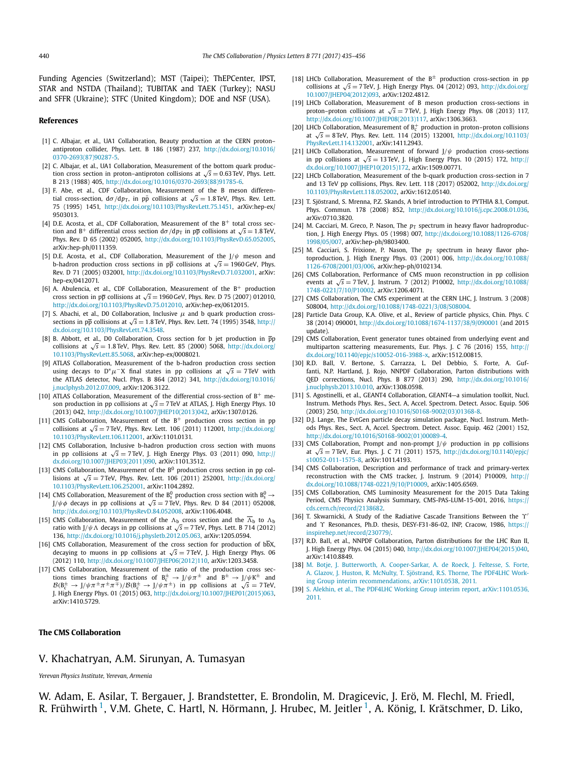Funding Agencies (Switzerland); MST (Taipei); ThEPCenter, IPST, STAR and NSTDA (Thailand); TUBITAK and TAEK (Turkey); NASU and SFFR (Ukraine); STFC (United Kingdom); DOE and NSF (USA).

## References

[1] C. Albajar, et al., UA1 Collaboration, Beauty production at the CERN proton–antiproton collider, Phys. Lett. B 186 (1987) 237, http://dx.doi.org/10.1016/0370-2693(87)90287-5.

[2] C. Albajar, et al., UA1 Collaboration, Measurement of the bottom quark production cross section in proton–antiproton collisions at $\sqrt{s} = 0.63$ TeV, Phys. Lett. B 213 (1988) 405, http://dx.doi.org/10.1016/0370-2693(88)91785-6.

[3] F. Abe, et al., CDF Collaboration, Measurement of the B meson differential cross-section, $d\sigma/dp_T$, in $p\overline{p}$ collisions at $\sqrt{s} = 1.8$ TeV, Phys. Rev. Lett. 75 (1995) 1451, http://dx.doi.org/10.1103/PhysRevLett.75.1451, arXiv:hep-ex/9503013.

[4] D.E. Acosta, et al., CDF Collaboration, Measurement of the $B^+$ total cross section and $B^+$ differential cross section $d\sigma/dp_T$ in $p\overline{p}$ collisions at $\sqrt{s} = 1.8$ TeV, Phys. Rev. D 65 (2002) 052005, http://dx.doi.org/10.1103/PhysRevD.65.052005, arXiv:hep-ph/0111359.

[5] D.E. Acosta, et al., CDF Collaboration, Measurement of the $J/\psi$ meson and b-hadron production cross sections in $p\overline{p}$ collisions at $\sqrt{s} = 1960$ GeV, Phys. Rev. D 71 (2005) 032001, http://dx.doi.org/10.1103/PhysRevD.71.032001, arXiv:hep-ex/0412071.

[6] A. Abulencia, et al., CDF Collaboration, Measurement of the $B^+$ production cross section in $p\overline{p}$ collisions at $\sqrt{s} = 1960$ GeV, Phys. Rev. D 75 (2007) 012010, http://dx.doi.org/10.1103/PhysRevD.75.012010, arXiv:hep-ex/0612015.

[7] S. Abachi, et al., D0 Collaboration, Inclusive $\mu$ and b quark production cross-sections in $p\overline{p}$ collisions at $\sqrt{s} = 1.8$ TeV, Phys. Rev. Lett. 74 (1995) 3548, http://dx.doi.org/10.1103/PhysRevLett.74.3548.

[8] B. Abbott, et al., D0 Collaboration, Cross section for b jet production in $\overline{p}p$ collisions at $\sqrt{s} = 1.8$ TeV, Phys. Rev. Lett. 85 (2000) 5068, http://dx.doi.org/10.1103/PhysRevLett.85.5068, arXiv:hep-ex/0008021.

[9] ATLAS Collaboration, Measurement of the b-hadron production cross section using decays to $D^*\mu^-X$ final states in pp collisions at $\sqrt{s} = 7$ TeV with the ATLAS detector, Nucl. Phys. B 864 (2012) 341, http://dx.doi.org/10.1016/j.nuclphysb.2012.07.009, arXiv:1206.3122.

[10] ATLAS Collaboration, Measurement of the differential cross-section of $B^+$ meson production in pp collisions at $\sqrt{s} = 7$ TeV at ATLAS, J. High Energy Phys. 10 (2013) 042, http://dx.doi.org/10.1007/JHEP10(2013)042, arXiv:1307.0126.

[11] CMS Collaboration, Measurement of the $B^+$ production cross section in pp collisions at $\sqrt{s} = 7$ TeV, Phys. Rev. Lett. 106 (2011) 112001, http://dx.doi.org/10.1103/PhysRevLett.106.112001, arXiv:1101.0131.

[12] CMS Collaboration, Inclusive b-hadron production cross section with muons in pp collisions at $\sqrt{s} = 7$ TeV, J. High Energy Phys. 03 (2011) 090, http://dx.doi.org/10.1007/JHEP03(2011)090, arXiv:1101.3512.

[13] CMS Collaboration, Measurement of the $B^0$ production cross section in pp collisions at $\sqrt{s} = 7$ TeV, Phys. Rev. Lett. 106 (2011) 252001, http://dx.doi.org/10.1103/PhysRevLett.106.252001, arXiv:1104.2892.

[14] CMS Collaboration, Measurement of the $B_s^0$ production cross section with $B_s^0 \to J/\psi\phi$ decays in pp collisions at $\sqrt{s} = 7$ TeV, Phys. Rev. D 84 (2011) 052008, http://dx.doi.org/10.1103/PhysRevD.84.052008, arXiv:1106.4048.

[15] CMS Collaboration, Measurement of the $\Lambda_b$ cross section and the $\overline{\Lambda}_b$ to $\Lambda_b$ ratio with $J/\psi\Lambda$ decays in pp collisions at $\sqrt{s} = 7$ TeV, Phys. Lett. B 714 (2012) 136, http://dx.doi.org/10.1016/j.physletb.2012.05.063, arXiv:1205.0594.

[16] CMS Collaboration, Measurement of the cross section for production of $b\overline{b}X$, decaying to muons in pp collisions at $\sqrt{s} = 7$ TeV, J. High Energy Phys. 06 (2012) 110, http://dx.doi.org/10.1007/JHEP06(2012)110, arXiv:1203.3458.

[17] CMS Collaboration, Measurement of the ratio of the production cross sections times branching fractions of $B_c^\pm \to J/\psi\pi^\pm$ and $B^\pm \to J/\psi K^\pm$ and $\mathcal{B}(B_c^\pm \to J/\psi\pi^\pm\pi^\pm\pi^\mp)/\mathcal{B}(B_c^\pm \to J/\psi\pi^\pm)$ in pp collisions at $\sqrt{s} = 7$ TeV, J. High Energy Phys. 01 (2015) 063, http://dx.doi.org/10.1007/JHEP01(2015)063, arXiv:1410.5729.

[18] LHCb Collaboration, Measurement of the $B^\pm$ production cross-section in pp collisions at $\sqrt{s} = 7$ TeV, J. High Energy Phys. 04 (2012) 093, http://dx.doi.org/10.1007/JHEP04(2012)093, arXiv:1202.4812.

[19] LHCb Collaboration, Measurement of B meson production cross-sections in proton–proton collisions at $\sqrt{s} = 7$ TeV, J. High Energy Phys. 08 (2013) 117, http://dx.doi.org/10.1007/JHEP08(2013)117, arXiv:1306.3663.

[20] LHCb Collaboration, Measurement of $B_c^+$ production in proton–proton collisions at $\sqrt{s} = 8$ TeV, Phys. Rev. Lett. 114 (2015) 132001, http://dx.doi.org/10.1103/PhysRevLett.114.132001, arXiv:1411.2943.

[21] LHCb Collaboration, Measurement of forward $J/\psi$ production cross-sections in pp collisions at $\sqrt{s} = 13$ TeV, J. High Energy Phys. 10 (2015) 172, http://dx.doi.org/10.1007/JHEP10(2015)172, arXiv:1509.00771.

[22] LHCb Collaboration, Measurement of the b-quark production cross-section in 7 and 13 TeV pp collisions, Phys. Rev. Lett. 118 (2017) 052002, http://dx.doi.org/10.1103/PhysRevLett.118.052002, arXiv:1612.05140.

[23] T. Sjöstrand, S. Mrenna, P.Z. Skands, A brief introduction to PYTHIA 8.1, Comput. Phys. Commun. 178 (2008) 852, http://dx.doi.org/10.1016/j.cpc.2008.01.036, arXiv:0710.3820.

[24] M. Cacciari, M. Greco, P. Nason, The $p_T$ spectrum in heavy flavor hadroproduction, J. High Energy Phys. 05 (1998) 007, http://dx.doi.org/10.1088/1126-6708/1998/05/007, arXiv:hep-ph/9803400.

[25] M. Cacciari, S. Frixione, P. Nason, The $p_T$ spectrum in heavy flavor photoproduction, J. High Energy Phys. 03 (2001) 006, http://dx.doi.org/10.1088/1126-6708/2001/03/006, arXiv:hep-ph/0102134.

[26] CMS Collaboration, Performance of CMS muon reconstruction in pp collision events at $\sqrt{s} = 7$ TeV, J. Instrum. 7 (2012) P10002, http://dx.doi.org/10.1088/1748-0221/7/10/P10002, arXiv:1206.4071.

[27] CMS Collaboration, The CMS experiment at the CERN LHC, J. Instrum. 3 (2008) S08004, http://dx.doi.org/10.1088/1748-0221/3/08/S08004.

[28] Particle Data Group, K.A. Olive, et al., Review of particle physics, Chin. Phys. C 38 (2014) 090001, http://dx.doi.org/10.1088/1674-1137/38/9/090001 (and 2015 update).

[29] CMS Collaboration, Event generator tunes obtained from underlying event and multiparton scattering measurements, Eur. Phys. J. C 76 (2016) 155, http://dx.doi.org/10.1140/epjc/s10052-016-3988-x, arXiv:1512.00815.

[30] R.D. Ball, V. Bertone, S. Carrazza, L. Del Debbio, S. Forte, A. Guffanti, N.P. Hartland, J. Rojo, NNPDF Collaboration, Parton distributions with QED corrections, Nucl. Phys. B 877 (2013) 290, http://dx.doi.org/10.1016/j.nuclphysb.2013.10.010, arXiv:1308.0598.

[31] S. Agostinelli, et al., GEANT4 Collaboration, GEANT4—a simulation toolkit, Nucl. Instrum. Methods Phys. Res., Sect. A, Accel. Spectrom. Detect. Assoc. Equip. 506 (2003) 250, http://dx.doi.org/10.1016/S0168-9002(03)01368-8.

[32] D.J. Lange, The EvtGen particle decay simulation package, Nucl. Instrum. Methods Phys. Res., Sect. A, Accel. Spectrom. Detect. Assoc. Equip. 462 (2001) 152, http://dx.doi.org/10.1016/S0168-9002(01)00089-4.

[33] CMS Collaboration, Prompt and non-prompt $J/\psi$ production in pp collisions at $\sqrt{s} = 7$ TeV, Eur. Phys. J. C 71 (2011) 1575, http://dx.doi.org/10.1140/epjc/s10052-011-1575-8, arXiv:1011.4193.

[34] CMS Collaboration, Description and performance of track and primary-vertex reconstruction with the CMS tracker, J. Instrum. 9 (2014) P10009, http://dx.doi.org/10.1088/1748-0221/9/10/P10009, arXiv:1405.6569.

[35] CMS Collaboration, CMS Luminosity Measurement for the 2015 Data Taking Period, CMS Physics Analysis Summary, CMS-PAS-LUM-15-001, 2016, https://cds.cern.ch/record/2138682.

[36] T. Skwarnicki, A Study of the Radiative Cascade Transitions Between the $\Upsilon'$ and $\Upsilon$ Resonances, Ph.D. thesis, DESY-F31-86-02, INP, Cracow, 1986, https://inspirehep.net/record/230779/.

[37] R.D. Ball, et al., NNPDF Collaboration, Parton distributions for the LHC Run II, J. High Energy Phys. 04 (2015) 040, http://dx.doi.org/10.1007/JHEP04(2015)040, arXiv:1410.8849.

[38] M. Botje, J. Butterworth, A. Cooper-Sarkar, A. de Roeck, J. Feltesse, S. Forte, A. Glazov, J. Huston, R. McNulty, T. Sjöstrand, R.S. Thorne, The PDF4LHC Working Group interim recommendations, arXiv:1101.0538, 2011.

[39] S. Alekhin, et al., The PDF4LHC Working Group interim report, arXiv:1101.0536, 2011.

## The CMS Collaboration

V. Khachatryan, A.M. Sirunyan, A. Tumasyan

*Yerevan Physics Institute, Yerevan, Armenia*

W. Adam, E. Asilar, T. Bergauer, J. Brandstetter, E. Brondolin, M. Dragicevic, J. Erö, M. Flechl, M. Friedl, R. Frühwirth [1], V.M. Ghete, C. Hartl, N. Hörmann, J. Hrubec, M. Jeitler [1], A. König, I. Krätschmer, D. Liko,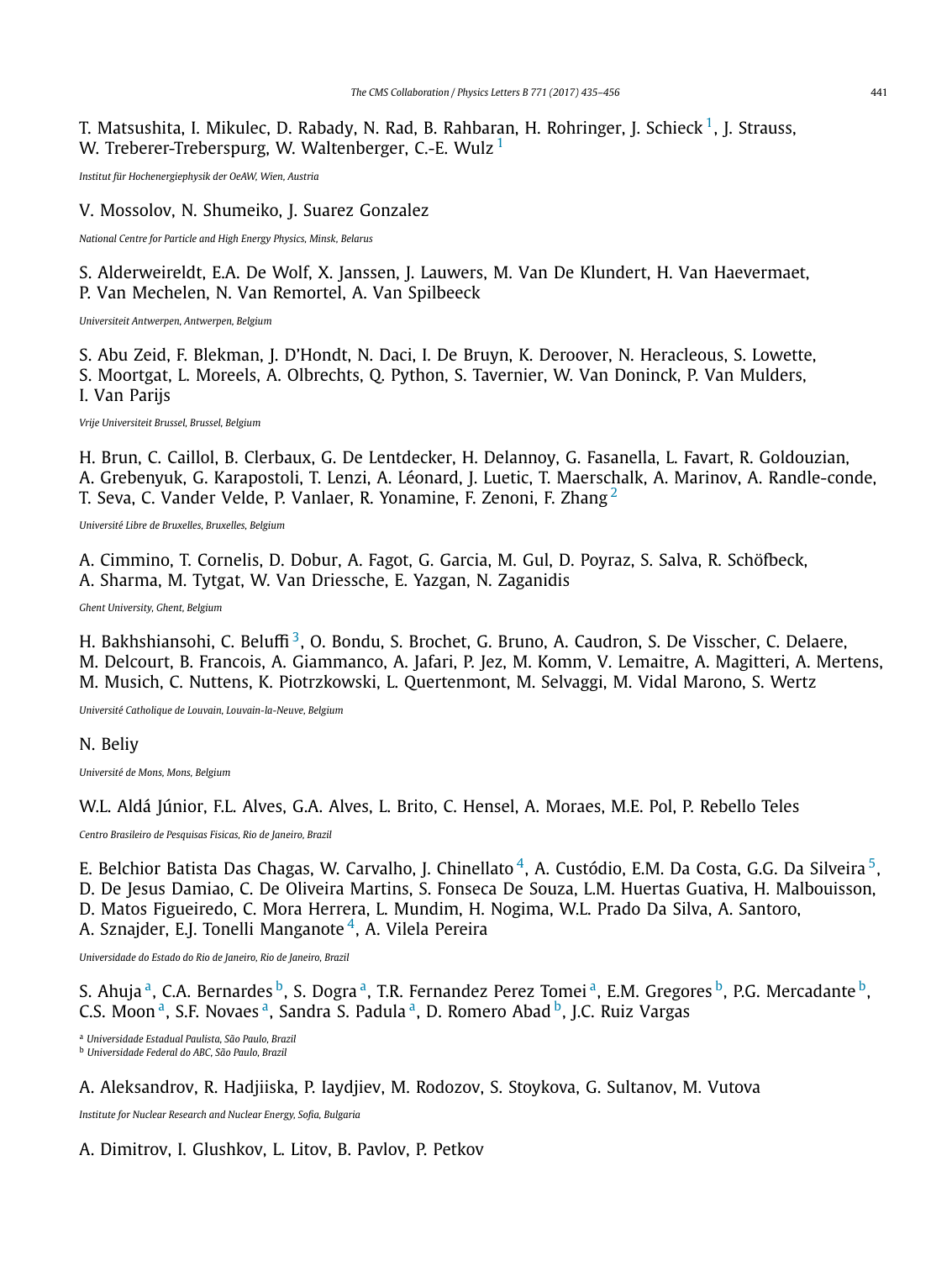T. Matsushita, I. Mikulec, D. Rabady, N. Rad, B. Rahbaran, H. Rohringer, J. Schieck [1], J. Strauss, W. Treberer-Treberspurg, W. Waltenberger, C.-E. Wulz [1]

*Institut für Hochenergiephysik der OeAW, Wien, Austria*

V. Mossolov, N. Shumeiko, J. Suarez Gonzalez

*National Centre for Particle and High Energy Physics, Minsk, Belarus*

S. Alderweireldt, E.A. De Wolf, X. Janssen, J. Lauwers, M. Van De Klundert, H. Van Haevermaet, P. Van Mechelen, N. Van Remortel, A. Van Spilbeeck

*Universiteit Antwerpen, Antwerpen, Belgium*

S. Abu Zeid, F. Blekman, J. D'Hondt, N. Daci, I. De Bruyn, K. Deroover, N. Heracleous, S. Lowette, S. Moortgat, L. Moreels, A. Olbrechts, Q. Python, S. Tavernier, W. Van Doninck, P. Van Mulders, I. Van Parijs

*Vrije Universiteit Brussel, Brussel, Belgium*

H. Brun, C. Caillol, B. Clerbaux, G. De Lentdecker, H. Delannoy, G. Fasanella, L. Favart, R. Goldouzian, A. Grebenyuk, G. Karapostoli, T. Lenzi, A. Léonard, J. Luetic, T. Maerschalk, A. Marinov, A. Randle-conde, T. Seva, C. Vander Velde, P. Vanlaer, R. Yonamine, F. Zenoni, F. Zhang [2]

*Université Libre de Bruxelles, Bruxelles, Belgium*

A. Cimmino, T. Cornelis, D. Dobur, A. Fagot, G. Garcia, M. Gul, D. Poyraz, S. Salva, R. Schöfbeck, A. Sharma, M. Tytgat, W. Van Driessche, E. Yazgan, N. Zaganidis

*Ghent University, Ghent, Belgium*

H. Bakhshiansohi, C. Beluffi [3], O. Bondu, S. Brochet, G. Bruno, A. Caudron, S. De Visscher, C. Delaere, M. Delcourt, B. Francois, A. Giammanco, A. Jafari, P. Jez, M. Komm, V. Lemaitre, A. Magitteri, A. Mertens, M. Musich, C. Nuttens, K. Piotrzkowski, L. Quertenmont, M. Selvaggi, M. Vidal Marono, S. Wertz

*Université Catholique de Louvain, Louvain-la-Neuve, Belgium*

N. Beliy

*Université de Mons, Mons, Belgium*

W.L. Aldá Júnior, F.L. Alves, G.A. Alves, L. Brito, C. Hensel, A. Moraes, M.E. Pol, P. Rebello Teles

*Centro Brasileiro de Pesquisas Fisicas, Rio de Janeiro, Brazil*

E. Belchior Batista Das Chagas, W. Carvalho, J. Chinellato [4], A. Custódio, E.M. Da Costa, G.G. Da Silveira [5], D. De Jesus Damiao, C. De Oliveira Martins, S. Fonseca De Souza, L.M. Huertas Guativa, H. Malbouisson, D. Matos Figueiredo, C. Mora Herrera, L. Mundim, H. Nogima, W.L. Prado Da Silva, A. Santoro, A. Sznajder, E.J. Tonelli Manganote [4], A. Vilela Pereira

*Universidade do Estado do Rio de Janeiro, Rio de Janeiro, Brazil*

S. Ahuja [a], C.A. Bernardes [b], S. Dogra [a], T.R. Fernandez Perez Tomei [a], E.M. Gregores [b], P.G. Mercadante [b], C.S. Moon [a], S.F. Novaes [a], Sandra S. Padula [a], D. Romero Abad [b], J.C. Ruiz Vargas

[a] *Universidade Estadual Paulista, São Paulo, Brazil*
[b] *Universidade Federal do ABC, São Paulo, Brazil*

A. Aleksandrov, R. Hadjiiska, P. Iaydjiev, M. Rodozov, S. Stoykova, G. Sultanov, M. Vutova

*Institute for Nuclear Research and Nuclear Energy, Sofia, Bulgaria*

A. Dimitrov, I. Glushkov, L. Litov, B. Pavlov, P. Petkov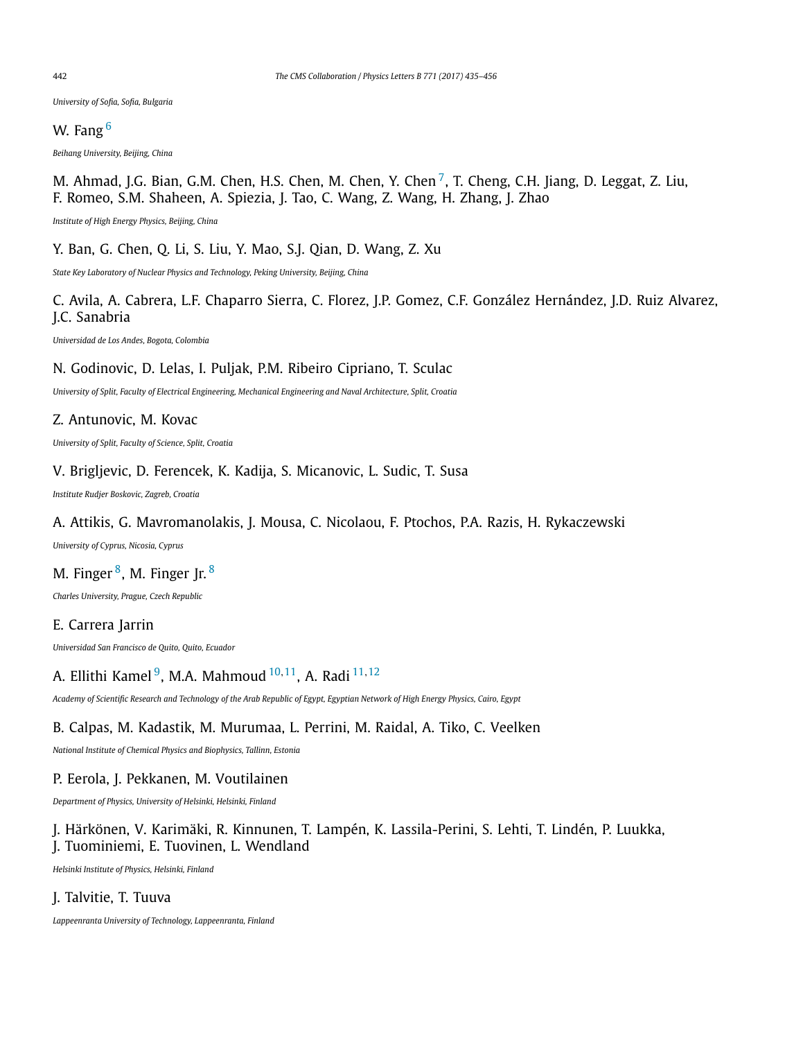*University of Sofia, Sofia, Bulgaria*

W. Fang [6]

*Beihang University, Beijing, China*

M. Ahmad, J.G. Bian, G.M. Chen, H.S. Chen, M. Chen, Y. Chen [7], T. Cheng, C.H. Jiang, D. Leggat, Z. Liu, F. Romeo, S.M. Shaheen, A. Spiezia, J. Tao, C. Wang, Z. Wang, H. Zhang, J. Zhao

*Institute of High Energy Physics, Beijing, China*

Y. Ban, G. Chen, Q. Li, S. Liu, Y. Mao, S.J. Qian, D. Wang, Z. Xu

*State Key Laboratory of Nuclear Physics and Technology, Peking University, Beijing, China*

C. Avila, A. Cabrera, L.F. Chaparro Sierra, C. Florez, J.P. Gomez, C.F. González Hernández, J.D. Ruiz Alvarez, J.C. Sanabria

*Universidad de Los Andes, Bogota, Colombia*

N. Godinovic, D. Lelas, I. Puljak, P.M. Ribeiro Cipriano, T. Sculac

*University of Split, Faculty of Electrical Engineering, Mechanical Engineering and Naval Architecture, Split, Croatia*

Z. Antunovic, M. Kovac

*University of Split, Faculty of Science, Split, Croatia*

V. Brigljevic, D. Ferencek, K. Kadija, S. Micanovic, L. Sudic, T. Susa

*Institute Rudjer Boskovic, Zagreb, Croatia*

A. Attikis, G. Mavromanolakis, J. Mousa, C. Nicolaou, F. Ptochos, P.A. Razis, H. Rykaczewski

*University of Cyprus, Nicosia, Cyprus*

M. Finger [8], M. Finger Jr. [8]

*Charles University, Prague, Czech Republic*

E. Carrera Jarrin

*Universidad San Francisco de Quito, Quito, Ecuador*

A. Ellithi Kamel [9], M.A. Mahmoud [10,11], A. Radi [11,12]

*Academy of Scientific Research and Technology of the Arab Republic of Egypt, Egyptian Network of High Energy Physics, Cairo, Egypt*

B. Calpas, M. Kadastik, M. Murumaa, L. Perrini, M. Raidal, A. Tiko, C. Veelken

*National Institute of Chemical Physics and Biophysics, Tallinn, Estonia*

P. Eerola, J. Pekkanen, M. Voutilainen

*Department of Physics, University of Helsinki, Helsinki, Finland*

J. Härkönen, V. Karimäki, R. Kinnunen, T. Lampén, K. Lassila-Perini, S. Lehti, T. Lindén, P. Luukka, J. Tuominiemi, E. Tuovinen, L. Wendland

*Helsinki Institute of Physics, Helsinki, Finland*

J. Talvitie, T. Tuuva

*Lappeenranta University of Technology, Lappeenranta, Finland*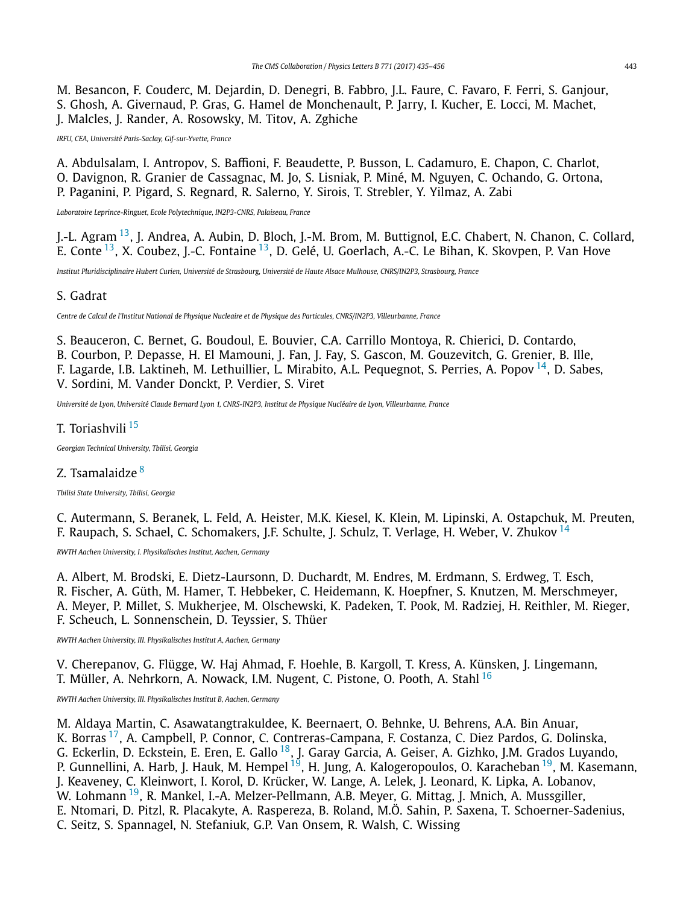M. Besancon, F. Couderc, M. Dejardin, D. Denegri, B. Fabbro, J.L. Faure, C. Favaro, F. Ferri, S. Ganjour, S. Ghosh, A. Givernaud, P. Gras, G. Hamel de Monchenault, P. Jarry, I. Kucher, E. Locci, M. Machet, J. Malcles, J. Rander, A. Rosowsky, M. Titov, A. Zghiche

*IRFU, CEA, Université Paris-Saclay, Gif-sur-Yvette, France*

A. Abdulsalam, I. Antropov, S. Baffioni, F. Beaudette, P. Busson, L. Cadamuro, E. Chapon, C. Charlot, O. Davignon, R. Granier de Cassagnac, M. Jo, S. Lisniak, P. Miné, M. Nguyen, C. Ochando, G. Ortona, P. Paganini, P. Pigard, S. Regnard, R. Salerno, Y. Sirois, T. Strebler, Y. Yilmaz, A. Zabi

*Laboratoire Leprince-Ringuet, Ecole Polytechnique, IN2P3-CNRS, Palaiseau, France*

J.-L. Agram [13], J. Andrea, A. Aubin, D. Bloch, J.-M. Brom, M. Buttignol, E.C. Chabert, N. Chanon, C. Collard, E. Conte [13], X. Coubez, J.-C. Fontaine [13], D. Gelé, U. Goerlach, A.-C. Le Bihan, K. Skovpen, P. Van Hove

*Institut Pluridisciplinaire Hubert Curien, Université de Strasbourg, Université de Haute Alsace Mulhouse, CNRS/IN2P3, Strasbourg, France*

S. Gadrat

*Centre de Calcul de l'Institut National de Physique Nucleaire et de Physique des Particules, CNRS/IN2P3, Villeurbanne, France*

S. Beauceron, C. Bernet, G. Boudoul, E. Bouvier, C.A. Carrillo Montoya, R. Chierici, D. Contardo, B. Courbon, P. Depasse, H. El Mamouni, J. Fan, J. Fay, S. Gascon, M. Gouzevitch, G. Grenier, B. Ille, F. Lagarde, I.B. Laktineh, M. Lethuillier, L. Mirabito, A.L. Pequegnot, S. Perries, A. Popov [14], D. Sabes, V. Sordini, M. Vander Donckt, P. Verdier, S. Viret

*Université de Lyon, Université Claude Bernard Lyon 1, CNRS-IN2P3, Institut de Physique Nucléaire de Lyon, Villeurbanne, France*

T. Toriashvili [15]

*Georgian Technical University, Tbilisi, Georgia*

Z. Tsamalaidze [8]

*Tbilisi State University, Tbilisi, Georgia*

C. Autermann, S. Beranek, L. Feld, A. Heister, M.K. Kiesel, K. Klein, M. Lipinski, A. Ostapchuk, M. Preuten, F. Raupach, S. Schael, C. Schomakers, J.F. Schulte, J. Schulz, T. Verlage, H. Weber, V. Zhukov [14]

*RWTH Aachen University, I. Physikalisches Institut, Aachen, Germany*

A. Albert, M. Brodski, E. Dietz-Laursonn, D. Duchardt, M. Endres, M. Erdmann, S. Erdweg, T. Esch, R. Fischer, A. Güth, M. Hamer, T. Hebbeker, C. Heidemann, K. Hoepfner, S. Knutzen, M. Merschmeyer, A. Meyer, P. Millet, S. Mukherjee, M. Olschewski, K. Padeken, T. Pook, M. Radziej, H. Reithler, M. Rieger, F. Scheuch, L. Sonnenschein, D. Teyssier, S. Thüer

*RWTH Aachen University, III. Physikalisches Institut A, Aachen, Germany*

V. Cherepanov, G. Flügge, W. Haj Ahmad, F. Hoehle, B. Kargoll, T. Kress, A. Künsken, J. Lingemann, T. Müller, A. Nehrkorn, A. Nowack, I.M. Nugent, C. Pistone, O. Pooth, A. Stahl [16]

*RWTH Aachen University, III. Physikalisches Institut B, Aachen, Germany*

M. Aldaya Martin, C. Asawatangtrakuldee, K. Beernaert, O. Behnke, U. Behrens, A.A. Bin Anuar, K. Borras [17], A. Campbell, P. Connor, C. Contreras-Campana, F. Costanza, C. Diez Pardos, G. Dolinska, G. Eckerlin, D. Eckstein, E. Eren, E. Gallo [18], J. Garay Garcia, A. Geiser, A. Gizhko, J.M. Grados Luyando, P. Gunnellini, A. Harb, J. Hauk, M. Hempel [19], H. Jung, A. Kalogeropoulos, O. Karacheban [19], M. Kasemann, J. Keaveney, C. Kleinwort, I. Korol, D. Krücker, W. Lange, A. Lelek, J. Leonard, K. Lipka, A. Lobanov, W. Lohmann [19], R. Mankel, I.-A. Melzer-Pellmann, A.B. Meyer, G. Mittag, J. Mnich, A. Mussgiller, E. Ntomari, D. Pitzl, R. Placakyte, A. Raspereza, B. Roland, M.Ö. Sahin, P. Saxena, T. Schoerner-Sadenius, C. Seitz, S. Spannagel, N. Stefaniuk, G.P. Van Onsem, R. Walsh, C. Wissing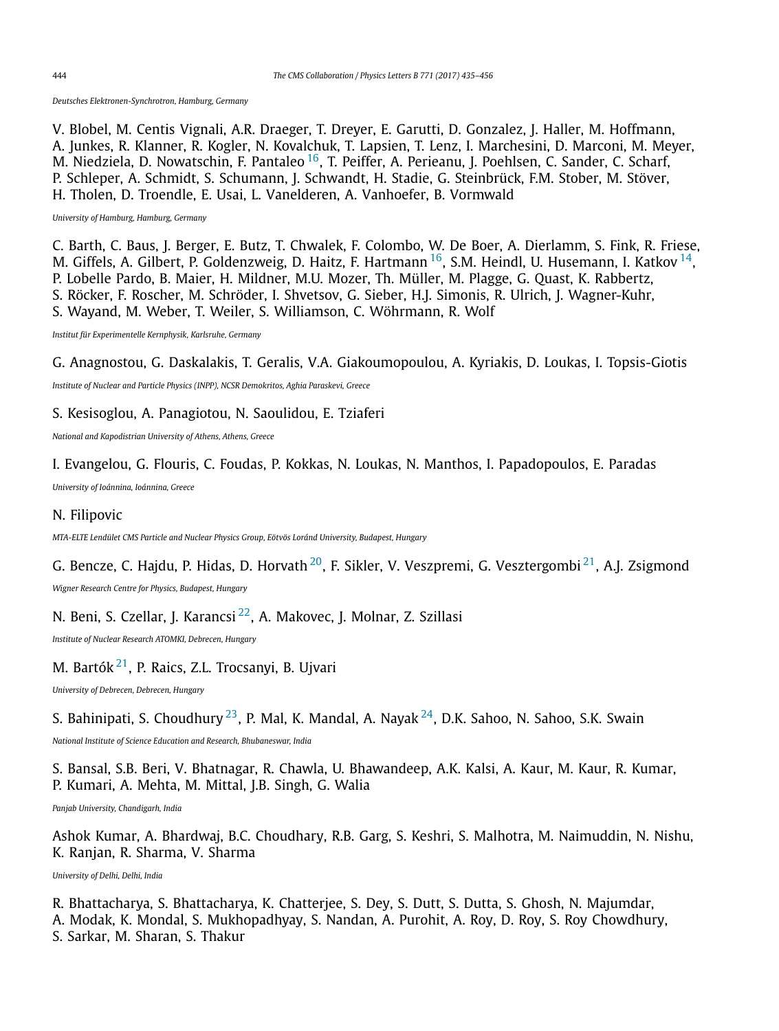*Deutsches Elektronen-Synchrotron, Hamburg, Germany*

V. Blobel, M. Centis Vignali, A.R. Draeger, T. Dreyer, E. Garutti, D. Gonzalez, J. Haller, M. Hoffmann, A. Junkes, R. Klanner, R. Kogler, N. Kovalchuk, T. Lapsien, T. Lenz, I. Marchesini, D. Marconi, M. Meyer, M. Niedziela, D. Nowatschin, F. Pantaleo [16], T. Peiffer, A. Perieanu, J. Poehlsen, C. Sander, C. Scharf, P. Schleper, A. Schmidt, S. Schumann, J. Schwandt, H. Stadie, G. Steinbrück, F.M. Stober, M. Stöver, H. Tholen, D. Troendle, E. Usai, L. Vanelderen, A. Vanhoefer, B. Vormwald

*University of Hamburg, Hamburg, Germany*

C. Barth, C. Baus, J. Berger, E. Butz, T. Chwalek, F. Colombo, W. De Boer, A. Dierlamm, S. Fink, R. Friese, M. Giffels, A. Gilbert, P. Goldenzweig, D. Haitz, F. Hartmann [16], S.M. Heindl, U. Husemann, I. Katkov [14], P. Lobelle Pardo, B. Maier, H. Mildner, M.U. Mozer, Th. Müller, M. Plagge, G. Quast, K. Rabbertz, S. Röcker, F. Roscher, M. Schröder, I. Shvetsov, G. Sieber, H.J. Simonis, R. Ulrich, J. Wagner-Kuhr, S. Wayand, M. Weber, T. Weiler, S. Williamson, C. Wöhrmann, R. Wolf

*Institut für Experimentelle Kernphysik, Karlsruhe, Germany*

G. Anagnostou, G. Daskalakis, T. Geralis, V.A. Giakoumopoulou, A. Kyriakis, D. Loukas, I. Topsis-Giotis

*Institute of Nuclear and Particle Physics (INPP), NCSR Demokritos, Aghia Paraskevi, Greece*

S. Kesisoglou, A. Panagiotou, N. Saoulidou, E. Tziaferi

*National and Kapodistrian University of Athens, Athens, Greece*

I. Evangelou, G. Flouris, C. Foudas, P. Kokkas, N. Loukas, N. Manthos, I. Papadopoulos, E. Paradas

*University of Ioánnina, Ioánnina, Greece*

N. Filipovic

*MTA-ELTE Lendület CMS Particle and Nuclear Physics Group, Eötvös Loránd University, Budapest, Hungary*

G. Bencze, C. Hajdu, P. Hidas, D. Horvath [20], F. Sikler, V. Veszpremi, G. Vesztergombi [21], A.J. Zsigmond

*Wigner Research Centre for Physics, Budapest, Hungary*

N. Beni, S. Czellar, J. Karancsi [22], A. Makovec, J. Molnar, Z. Szillasi

*Institute of Nuclear Research ATOMKI, Debrecen, Hungary*

M. Bartók [21], P. Raics, Z.L. Trocsanyi, B. Ujvari

*University of Debrecen, Debrecen, Hungary*

S. Bahinipati, S. Choudhury [23], P. Mal, K. Mandal, A. Nayak [24], D.K. Sahoo, N. Sahoo, S.K. Swain

*National Institute of Science Education and Research, Bhubaneswar, India*

S. Bansal, S.B. Beri, V. Bhatnagar, R. Chawla, U. Bhawandeep, A.K. Kalsi, A. Kaur, M. Kaur, R. Kumar, P. Kumari, A. Mehta, M. Mittal, J.B. Singh, G. Walia

*Panjab University, Chandigarh, India*

Ashok Kumar, A. Bhardwaj, B.C. Choudhary, R.B. Garg, S. Keshri, S. Malhotra, M. Naimuddin, N. Nishu, K. Ranjan, R. Sharma, V. Sharma

*University of Delhi, Delhi, India*

R. Bhattacharya, S. Bhattacharya, K. Chatterjee, S. Dey, S. Dutt, S. Dutta, S. Ghosh, N. Majumdar, A. Modak, K. Mondal, S. Mukhopadhyay, S. Nandan, A. Purohit, A. Roy, D. Roy, S. Roy Chowdhury, S. Sarkar, M. Sharan, S. Thakur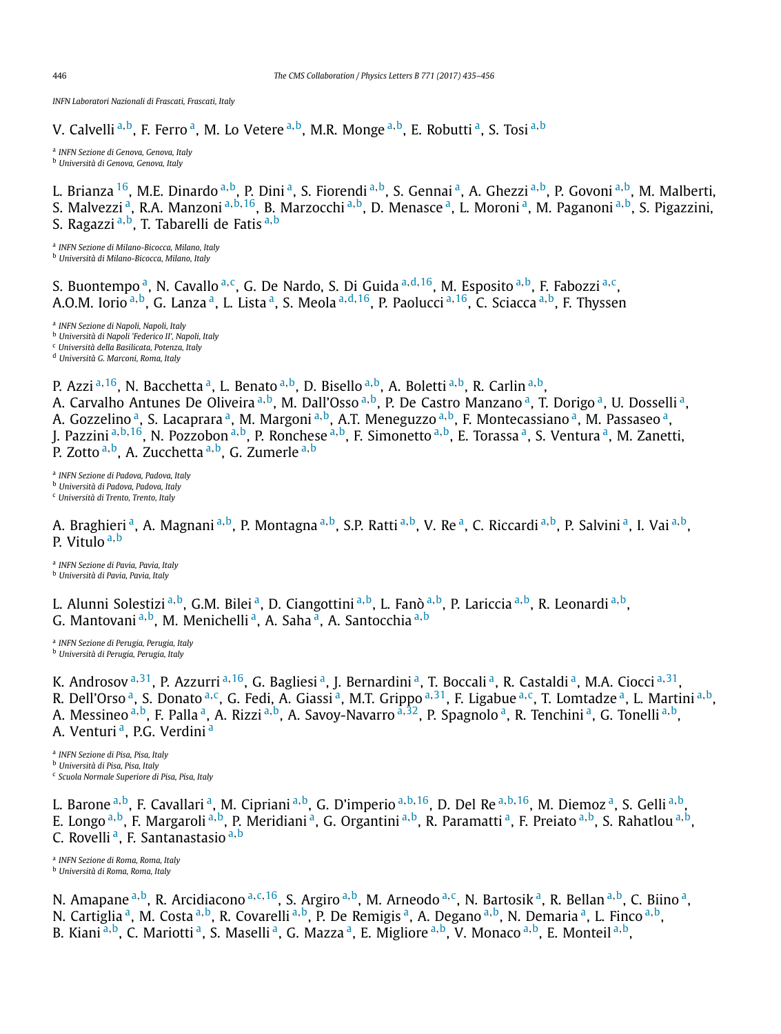*INFN Laboratori Nazionali di Frascati, Frascati, Italy*

V. Calvelli [a,b], F. Ferro [a], M. Lo Vetere [a,b], M.R. Monge [a,b], E. Robutti [a], S. Tosi [a,b]

[a] *INFN Sezione di Genova, Genova, Italy*
[b] *Università di Genova, Genova, Italy*

L. Brianza [16], M.E. Dinardo [a,b], P. Dini [a], S. Fiorendi [a,b], S. Gennai [a], A. Ghezzi [a,b], P. Govoni [a,b], M. Malberti, S. Malvezzi [a], R.A. Manzoni [a,b,16], B. Marzocchi [a,b], D. Menasce [a], L. Moroni [a], M. Paganoni [a,b], S. Pigazzini, S. Ragazzi [a,b], T. Tabarelli de Fatis [a,b]

[a] *INFN Sezione di Milano-Bicocca, Milano, Italy*
[b] *Università di Milano-Bicocca, Milano, Italy*

S. Buontempo [a], N. Cavallo [a,c], G. De Nardo, S. Di Guida [a,d,16], M. Esposito [a,b], F. Fabozzi [a,c], A.O.M. Iorio [a,b], G. Lanza [a], L. Lista [a], S. Meola [a,d,16], P. Paolucci [a,16], C. Sciacca [a,b], F. Thyssen

[a] *INFN Sezione di Napoli, Napoli, Italy*
[b] *Università di Napoli 'Federico II', Napoli, Italy*
[c] *Università della Basilicata, Potenza, Italy*
[d] *Università G. Marconi, Roma, Italy*

P. Azzi [a,16], N. Bacchetta [a], L. Benato [a,b], D. Bisello [a,b], A. Boletti [a,b], R. Carlin [a,b], A. Carvalho Antunes De Oliveira [a,b], M. Dall'Osso [a,b], P. De Castro Manzano [a], T. Dorigo [a], U. Dosselli [a], A. Gozzelino [a], S. Lacaprara [a], M. Margoni [a,b], A.T. Meneguzzo [a,b], F. Montecassiano [a], M. Passaseo [a], J. Pazzini [a,b,16], N. Pozzobon [a,b], P. Ronchese [a,b], F. Simonetto [a,b], E. Torassa [a], S. Ventura [a], M. Zanetti, P. Zotto [a,b], A. Zucchetta [a,b], G. Zumerle [a,b]

[a] *INFN Sezione di Padova, Padova, Italy*
[b] *Università di Padova, Padova, Italy*
[c] *Università di Trento, Trento, Italy*

A. Braghieri [a], A. Magnani [a,b], P. Montagna [a,b], S.P. Ratti [a,b], V. Re [a], C. Riccardi [a,b], P. Salvini [a], I. Vai [a,b], P. Vitulo [a,b]

[a] *INFN Sezione di Pavia, Pavia, Italy*
[b] *Università di Pavia, Pavia, Italy*

L. Alunni Solestizi [a,b], G.M. Bilei [a], D. Ciangottini [a,b], L. Fanò [a,b], P. Lariccia [a,b], R. Leonardi [a,b], G. Mantovani [a,b], M. Menichelli [a], A. Saha [a], A. Santocchia [a,b]

[a] *INFN Sezione di Perugia, Perugia, Italy*
[b] *Università di Perugia, Perugia, Italy*

K. Androsov [a,31], P. Azzurri [a,16], G. Bagliesi [a], J. Bernardini [a], T. Boccali [a], R. Castaldi [a], M.A. Ciocci [a,31], R. Dell'Orso [a], S. Donato [a,c], G. Fedi, A. Giassi [a], M.T. Grippo [a,31], F. Ligabue [a,c], T. Lomtadze [a], L. Martini [a,b], A. Messineo [a,b], F. Palla [a], A. Rizzi [a,b], A. Savoy-Navarro [a,32], P. Spagnolo [a], R. Tenchini [a], G. Tonelli [a,b], A. Venturi [a], P.G. Verdini [a]

[a] *INFN Sezione di Pisa, Pisa, Italy*
[b] *Università di Pisa, Pisa, Italy*
[c] *Scuola Normale Superiore di Pisa, Pisa, Italy*

L. Barone [a,b], F. Cavallari [a], M. Cipriani [a,b], G. D'imperio [a,b,16], D. Del Re [a,b,16], M. Diemoz [a], S. Gelli [a,b], E. Longo [a,b], F. Margaroli [a,b], P. Meridiani [a], G. Organtini [a,b], R. Paramatti [a], F. Preiato [a,b], S. Rahatlou [a,b], C. Rovelli [a], F. Santanastasio [a,b]

[a] *INFN Sezione di Roma, Roma, Italy*
[b] *Università di Roma, Roma, Italy*

N. Amapane [a,b], R. Arcidiacono [a,c,16], S. Argiro [a,b], M. Arneodo [a,c], N. Bartosik [a], R. Bellan [a,b], C. Biino [a], N. Cartiglia [a], M. Costa [a,b], R. Covarelli [a,b], P. De Remigis [a], A. Degano [a,b], N. Demaria [a], L. Finco [a,b], B. Kiani [a,b], C. Mariotti [a], S. Maselli [a], G. Mazza [a], E. Migliore [a,b], V. Monaco [a,b], E. Monteil [a,b],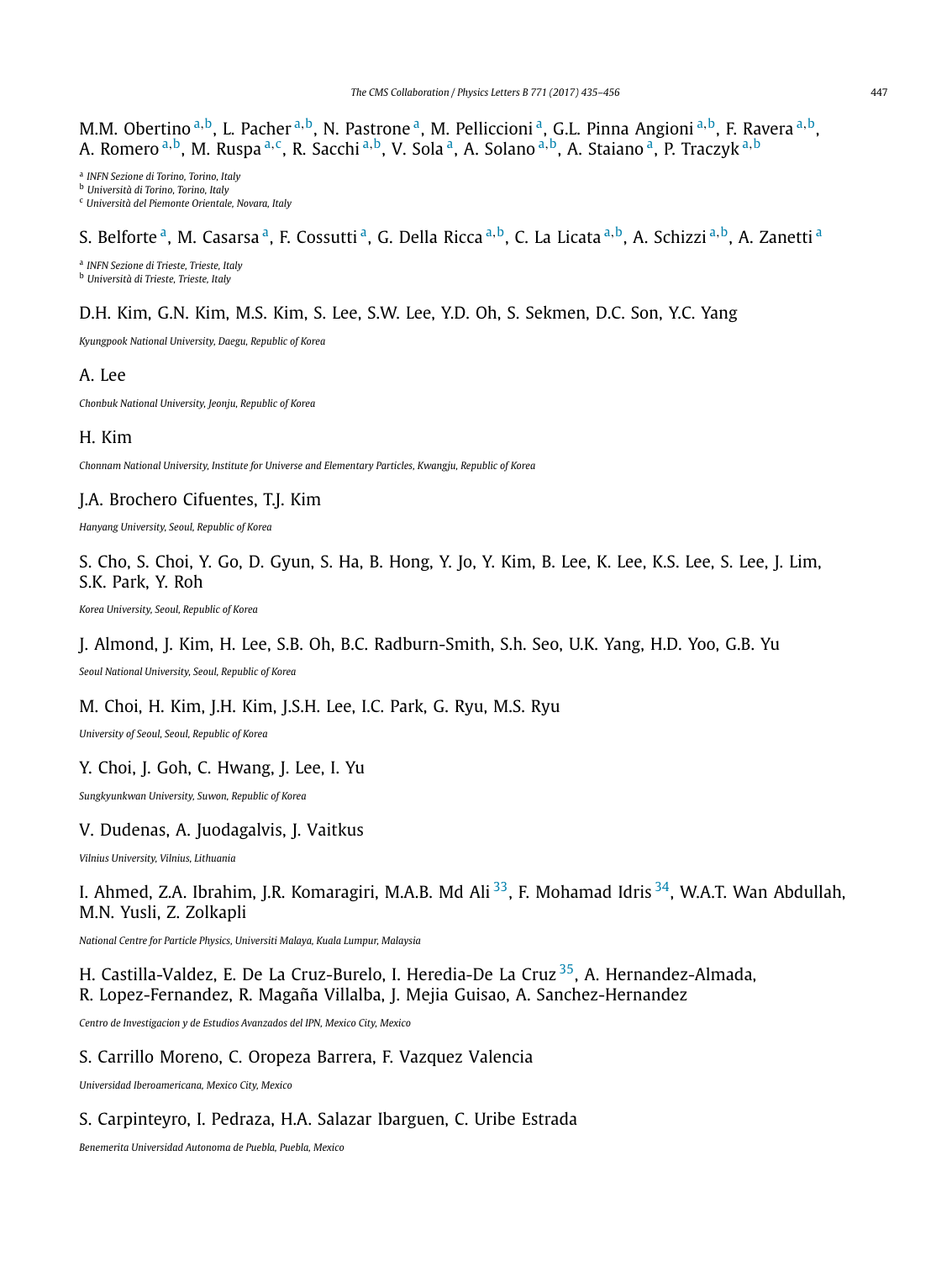M.M. Obertino [a,b], L. Pacher [a,b], N. Pastrone [a], M. Pelliccioni [a], G.L. Pinna Angioni [a,b], F. Ravera [a,b], A. Romero [a,b], M. Ruspa [a,c], R. Sacchi [a,b], V. Sola [a], A. Solano [a,b], A. Staiano [a], P. Traczyk [a,b]

[a] *INFN Sezione di Torino, Torino, Italy*
[b] *Università di Torino, Torino, Italy*
[c] *Università del Piemonte Orientale, Novara, Italy*

S. Belforte [a], M. Casarsa [a], F. Cossutti [a], G. Della Ricca [a,b], C. La Licata [a,b], A. Schizzi [a,b], A. Zanetti [a]

[a] *INFN Sezione di Trieste, Trieste, Italy*
[b] *Università di Trieste, Trieste, Italy*

D.H. Kim, G.N. Kim, M.S. Kim, S. Lee, S.W. Lee, Y.D. Oh, S. Sekmen, D.C. Son, Y.C. Yang

*Kyungpook National University, Daegu, Republic of Korea*

A. Lee

*Chonbuk National University, Jeonju, Republic of Korea*

H. Kim

*Chonnam National University, Institute for Universe and Elementary Particles, Kwangju, Republic of Korea*

J.A. Brochero Cifuentes, T.J. Kim

*Hanyang University, Seoul, Republic of Korea*

S. Cho, S. Choi, Y. Go, D. Gyun, S. Ha, B. Hong, Y. Jo, Y. Kim, B. Lee, K. Lee, K.S. Lee, S. Lee, J. Lim, S.K. Park, Y. Roh

*Korea University, Seoul, Republic of Korea*

J. Almond, J. Kim, H. Lee, S.B. Oh, B.C. Radburn-Smith, S.h. Seo, U.K. Yang, H.D. Yoo, G.B. Yu

*Seoul National University, Seoul, Republic of Korea*

M. Choi, H. Kim, J.H. Kim, J.S.H. Lee, I.C. Park, G. Ryu, M.S. Ryu

*University of Seoul, Seoul, Republic of Korea*

Y. Choi, J. Goh, C. Hwang, J. Lee, I. Yu

*Sungkyunkwan University, Suwon, Republic of Korea*

V. Dudenas, A. Juodagalvis, J. Vaitkus

*Vilnius University, Vilnius, Lithuania*

I. Ahmed, Z.A. Ibrahim, J.R. Komaragiri, M.A.B. Md Ali [33], F. Mohamad Idris [34], W.A.T. Wan Abdullah, M.N. Yusli, Z. Zolkapli

*National Centre for Particle Physics, Universiti Malaya, Kuala Lumpur, Malaysia*

H. Castilla-Valdez, E. De La Cruz-Burelo, I. Heredia-De La Cruz [35], A. Hernandez-Almada, R. Lopez-Fernandez, R. Magaña Villalba, J. Mejia Guisao, A. Sanchez-Hernandez

*Centro de Investigacion y de Estudios Avanzados del IPN, Mexico City, Mexico*

S. Carrillo Moreno, C. Oropeza Barrera, F. Vazquez Valencia

*Universidad Iberoamericana, Mexico City, Mexico*

S. Carpinteyro, I. Pedraza, H.A. Salazar Ibarguen, C. Uribe Estrada

*Benemerita Universidad Autonoma de Puebla, Puebla, Mexico*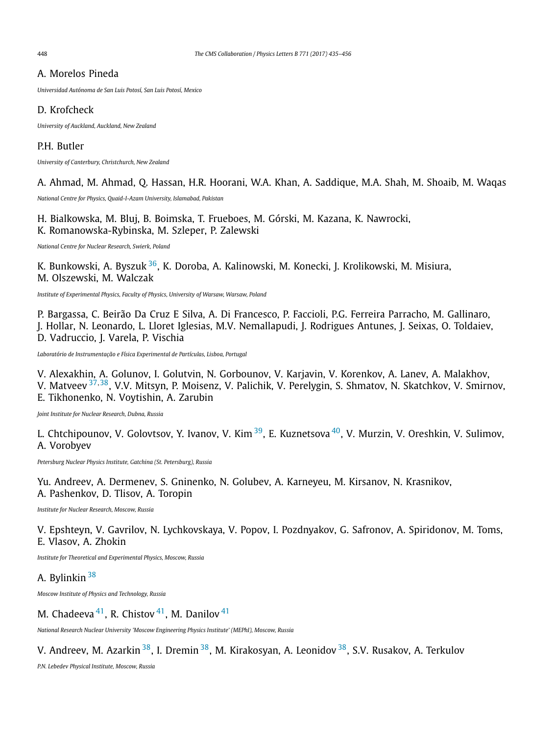A. Morelos Pineda

*Universidad Autónoma de San Luis Potosí, San Luis Potosí, Mexico*

D. Krofcheck

*University of Auckland, Auckland, New Zealand*

P.H. Butler

*University of Canterbury, Christchurch, New Zealand*

A. Ahmad, M. Ahmad, Q. Hassan, H.R. Hoorani, W.A. Khan, A. Saddique, M.A. Shah, M. Shoaib, M. Waqas

*National Centre for Physics, Quaid-I-Azam University, Islamabad, Pakistan*

H. Bialkowska, M. Bluj, B. Boimska, T. Frueboes, M. Górski, M. Kazana, K. Nawrocki, K. Romanowska-Rybinska, M. Szleper, P. Zalewski

*National Centre for Nuclear Research, Swierk, Poland*

K. Bunkowski, A. Byszuk [36], K. Doroba, A. Kalinowski, M. Konecki, J. Krolikowski, M. Misiura, M. Olszewski, M. Walczak

*Institute of Experimental Physics, Faculty of Physics, University of Warsaw, Warsaw, Poland*

P. Bargassa, C. Beirão Da Cruz E Silva, A. Di Francesco, P. Faccioli, P.G. Ferreira Parracho, M. Gallinaro, J. Hollar, N. Leonardo, L. Lloret Iglesias, M.V. Nemallapudi, J. Rodrigues Antunes, J. Seixas, O. Toldaiev, D. Vadruccio, J. Varela, P. Vischia

*Laboratório de Instrumentação e Física Experimental de Partículas, Lisboa, Portugal*

V. Alexakhin, A. Golunov, I. Golutvin, N. Gorbounov, V. Karjavin, V. Korenkov, A. Lanev, A. Malakhov, V. Matveev [37,38], V.V. Mitsyn, P. Moisenz, V. Palichik, V. Perelygin, S. Shmatov, N. Skatchkov, V. Smirnov, E. Tikhonenko, N. Voytishin, A. Zarubin

*Joint Institute for Nuclear Research, Dubna, Russia*

L. Chtchipounov, V. Golovtsov, Y. Ivanov, V. Kim [39], E. Kuznetsova [40], V. Murzin, V. Oreshkin, V. Sulimov, A. Vorobyev

*Petersburg Nuclear Physics Institute, Gatchina (St. Petersburg), Russia*

Yu. Andreev, A. Dermenev, S. Gninenko, N. Golubev, A. Karneyeu, M. Kirsanov, N. Krasnikov, A. Pashenkov, D. Tlisov, A. Toropin

*Institute for Nuclear Research, Moscow, Russia*

V. Epshteyn, V. Gavrilov, N. Lychkovskaya, V. Popov, I. Pozdnyakov, G. Safronov, A. Spiridonov, M. Toms, E. Vlasov, A. Zhokin

*Institute for Theoretical and Experimental Physics, Moscow, Russia*

A. Bylinkin [38]

*Moscow Institute of Physics and Technology, Russia*

M. Chadeeva [41], R. Chistov [41], M. Danilov [41]

*National Research Nuclear University 'Moscow Engineering Physics Institute' (MEPhI), Moscow, Russia*

V. Andreev, M. Azarkin [38], I. Dremin [38], M. Kirakosyan, A. Leonidov [38], S.V. Rusakov, A. Terkulov

*P.N. Lebedev Physical Institute, Moscow, Russia*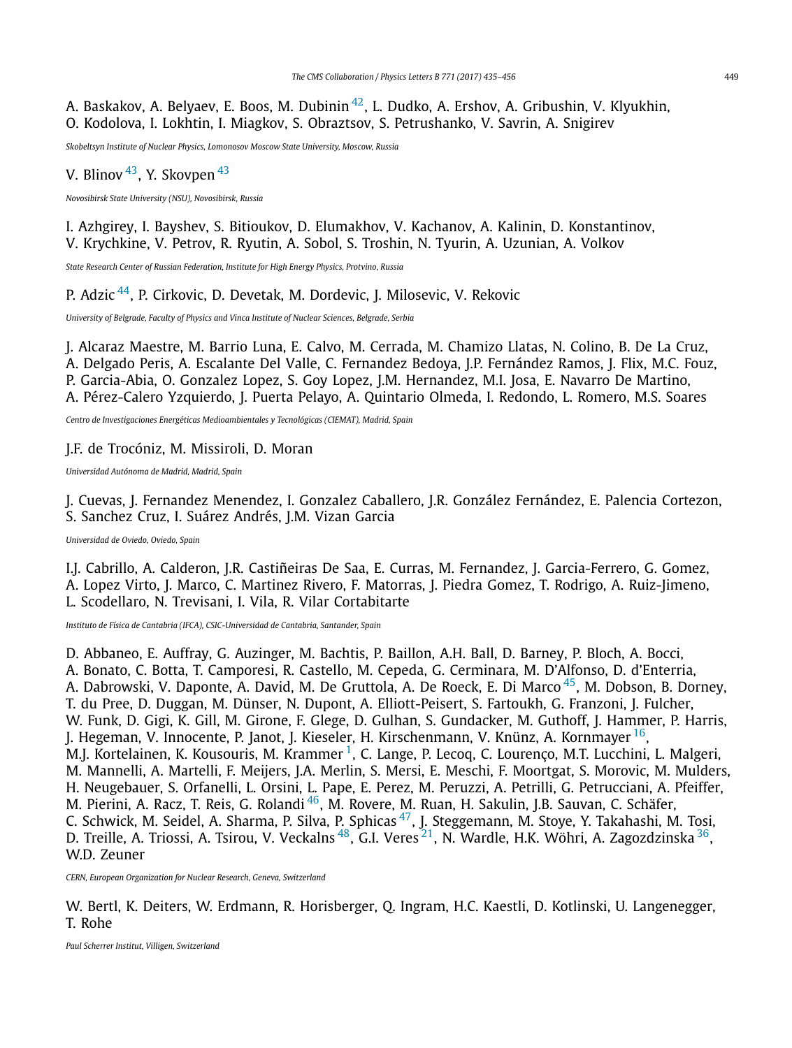A. Baskakov, A. Belyaev, E. Boos, M. Dubinin [42], L. Dudko, A. Ershov, A. Gribushin, V. Klyukhin, O. Kodolova, I. Lokhtin, I. Miagkov, S. Obraztsov, S. Petrushanko, V. Savrin, A. Snigirev

*Skobeltsyn Institute of Nuclear Physics, Lomonosov Moscow State University, Moscow, Russia*

V. Blinov [43], Y. Skovpen [43]

*Novosibirsk State University (NSU), Novosibirsk, Russia*

I. Azhgirey, I. Bayshev, S. Bitioukov, D. Elumakhov, V. Kachanov, A. Kalinin, D. Konstantinov, V. Krychkine, V. Petrov, R. Ryutin, A. Sobol, S. Troshin, N. Tyurin, A. Uzunian, A. Volkov

*State Research Center of Russian Federation, Institute for High Energy Physics, Protvino, Russia*

P. Adzic [44], P. Cirkovic, D. Devetak, M. Dordevic, J. Milosevic, V. Rekovic

*University of Belgrade, Faculty of Physics and Vinca Institute of Nuclear Sciences, Belgrade, Serbia*

J. Alcaraz Maestre, M. Barrio Luna, E. Calvo, M. Cerrada, M. Chamizo Llatas, N. Colino, B. De La Cruz, A. Delgado Peris, A. Escalante Del Valle, C. Fernandez Bedoya, J.P. Fernández Ramos, J. Flix, M.C. Fouz, P. Garcia-Abia, O. Gonzalez Lopez, S. Goy Lopez, J.M. Hernandez, M.I. Josa, E. Navarro De Martino, A. Pérez-Calero Yzquierdo, J. Puerta Pelayo, A. Quintario Olmeda, I. Redondo, L. Romero, M.S. Soares

*Centro de Investigaciones Energéticas Medioambientales y Tecnológicas (CIEMAT), Madrid, Spain*

J.F. de Trocóniz, M. Missiroli, D. Moran

*Universidad Autónoma de Madrid, Madrid, Spain*

J. Cuevas, J. Fernandez Menendez, I. Gonzalez Caballero, J.R. González Fernández, E. Palencia Cortezon, S. Sanchez Cruz, I. Suárez Andrés, J.M. Vizan Garcia

*Universidad de Oviedo, Oviedo, Spain*

I.J. Cabrillo, A. Calderon, J.R. Castiñeiras De Saa, E. Curras, M. Fernandez, J. Garcia-Ferrero, G. Gomez, A. Lopez Virto, J. Marco, C. Martinez Rivero, F. Matorras, J. Piedra Gomez, T. Rodrigo, A. Ruiz-Jimeno, L. Scodellaro, N. Trevisani, I. Vila, R. Vilar Cortabitarte

*Instituto de Física de Cantabria (IFCA), CSIC-Universidad de Cantabria, Santander, Spain*

D. Abbaneo, E. Auffray, G. Auzinger, M. Bachtis, P. Baillon, A.H. Ball, D. Barney, P. Bloch, A. Bocci, A. Bonato, C. Botta, T. Camporesi, R. Castello, M. Cepeda, G. Cerminara, M. D'Alfonso, D. d'Enterria, A. Dabrowski, V. Daponte, A. David, M. De Gruttola, A. De Roeck, E. Di Marco [45], M. Dobson, B. Dorney, T. du Pree, D. Duggan, M. Dünser, N. Dupont, A. Elliott-Peisert, S. Fartoukh, G. Franzoni, J. Fulcher, W. Funk, D. Gigi, K. Gill, M. Girone, F. Glege, D. Gulhan, S. Gundacker, M. Guthoff, J. Hammer, P. Harris, J. Hegeman, V. Innocente, P. Janot, J. Kieseler, H. Kirschenmann, V. Knünz, A. Kornmayer [16], M.J. Kortelainen, K. Kousouris, M. Krammer [1], C. Lange, P. Lecoq, C. Lourenço, M.T. Lucchini, L. Malgeri, M. Mannelli, A. Martelli, F. Meijers, J.A. Merlin, S. Mersi, E. Meschi, F. Moortgat, S. Morovic, M. Mulders, H. Neugebauer, S. Orfanelli, L. Orsini, L. Pape, E. Perez, M. Peruzzi, A. Petrilli, G. Petrucciani, A. Pfeiffer, M. Pierini, A. Racz, T. Reis, G. Rolandi [46], M. Rovere, M. Ruan, H. Sakulin, J.B. Sauvan, C. Schäfer, C. Schwick, M. Seidel, A. Sharma, P. Silva, P. Sphicas [47], J. Steggemann, M. Stoye, Y. Takahashi, M. Tosi, D. Treille, A. Triossi, A. Tsirou, V. Veckalns [48], G.I. Veres [21], N. Wardle, H.K. Wöhri, A. Zagozdzinska [36], W.D. Zeuner

*CERN, European Organization for Nuclear Research, Geneva, Switzerland*

W. Bertl, K. Deiters, W. Erdmann, R. Horisberger, Q. Ingram, H.C. Kaestli, D. Kotlinski, U. Langenegger, T. Rohe

*Paul Scherrer Institut, Villigen, Switzerland*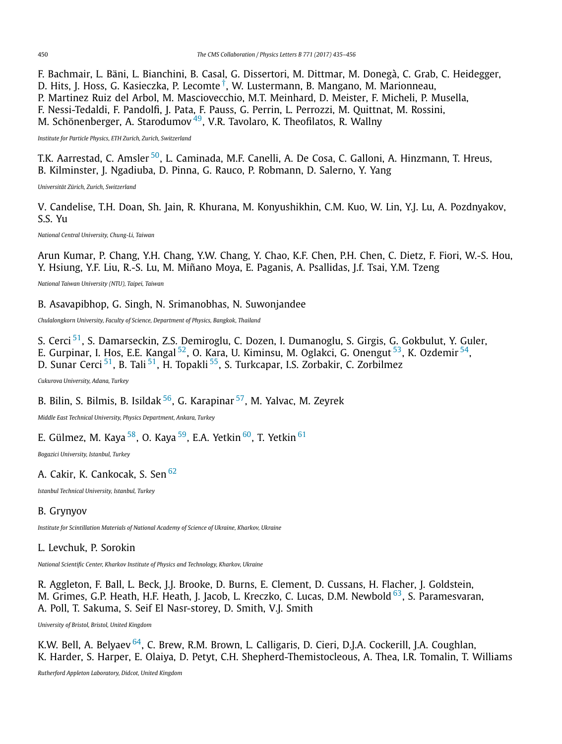F. Bachmair, L. Bäni, L. Bianchini, B. Casal, G. Dissertori, M. Dittmar, M. Donegà, C. Grab, C. Heidegger, D. Hits, J. Hoss, G. Kasieczka, P. Lecomte[†], W. Lustermann, B. Mangano, M. Marionneau, P. Martinez Ruiz del Arbol, M. Masciovecchio, M.T. Meinhard, D. Meister, F. Micheli, P. Musella, F. Nessi-Tedaldi, F. Pandolfi, J. Pata, F. Pauss, G. Perrin, L. Perrozzi, M. Quittnat, M. Rossini, M. Schönenberger, A. Starodumov[49], V.R. Tavolaro, K. Theofilatos, R. Wallny

*Institute for Particle Physics, ETH Zurich, Zurich, Switzerland*

T.K. Aarrestad, C. Amsler[50], L. Caminada, M.F. Canelli, A. De Cosa, C. Galloni, A. Hinzmann, T. Hreus, B. Kilminster, J. Ngadiuba, D. Pinna, G. Rauco, P. Robmann, D. Salerno, Y. Yang

*Universität Zürich, Zurich, Switzerland*

V. Candelise, T.H. Doan, Sh. Jain, R. Khurana, M. Konyushikhin, C.M. Kuo, W. Lin, Y.J. Lu, A. Pozdnyakov, S.S. Yu

*National Central University, Chung-Li, Taiwan*

Arun Kumar, P. Chang, Y.H. Chang, Y.W. Chang, Y. Chao, K.F. Chen, P.H. Chen, C. Dietz, F. Fiori, W.-S. Hou, Y. Hsiung, Y.F. Liu, R.-S. Lu, M. Miñano Moya, E. Paganis, A. Psallidas, J.f. Tsai, Y.M. Tzeng

*National Taiwan University (NTU), Taipei, Taiwan*

B. Asavapibhop, G. Singh, N. Srimanobhas, N. Suwonjandee

*Chulalongkorn University, Faculty of Science, Department of Physics, Bangkok, Thailand*

S. Cerci[51], S. Damarseckin, Z.S. Demiroglu, C. Dozen, I. Dumanoglu, S. Girgis, G. Gokbulut, Y. Guler, E. Gurpinar, I. Hos, E.E. Kangal[52], O. Kara, U. Kiminsu, M. Oglakci, G. Onengut[53], K. Ozdemir[54], D. Sunar Cerci[51], B. Tali[51], H. Topakli[55], S. Turkcapar, I.S. Zorbakir, C. Zorbilmez

*Cukurova University, Adana, Turkey*

B. Bilin, S. Bilmis, B. Isildak[56], G. Karapinar[57], M. Yalvac, M. Zeyrek

*Middle East Technical University, Physics Department, Ankara, Turkey*

E. Gülmez, M. Kaya[58], O. Kaya[59], E.A. Yetkin[60], T. Yetkin[61]

*Bogazici University, Istanbul, Turkey*

A. Cakir, K. Cankocak, S. Sen[62]

*Istanbul Technical University, Istanbul, Turkey*

B. Grynyov

*Institute for Scintillation Materials of National Academy of Science of Ukraine, Kharkov, Ukraine*

L. Levchuk, P. Sorokin

*National Scientific Center, Kharkov Institute of Physics and Technology, Kharkov, Ukraine*

R. Aggleton, F. Ball, L. Beck, J.J. Brooke, D. Burns, E. Clement, D. Cussans, H. Flacher, J. Goldstein, M. Grimes, G.P. Heath, H.F. Heath, J. Jacob, L. Kreczko, C. Lucas, D.M. Newbold[63], S. Paramesvaran, A. Poll, T. Sakuma, S. Seif El Nasr-storey, D. Smith, V.J. Smith

*University of Bristol, Bristol, United Kingdom*

K.W. Bell, A. Belyaev[64], C. Brew, R.M. Brown, L. Calligaris, D. Cieri, D.J.A. Cockerill, J.A. Coughlan, K. Harder, S. Harper, E. Olaiya, D. Petyt, C.H. Shepherd-Themistocleous, A. Thea, I.R. Tomalin, T. Williams

*Rutherford Appleton Laboratory, Didcot, United Kingdom*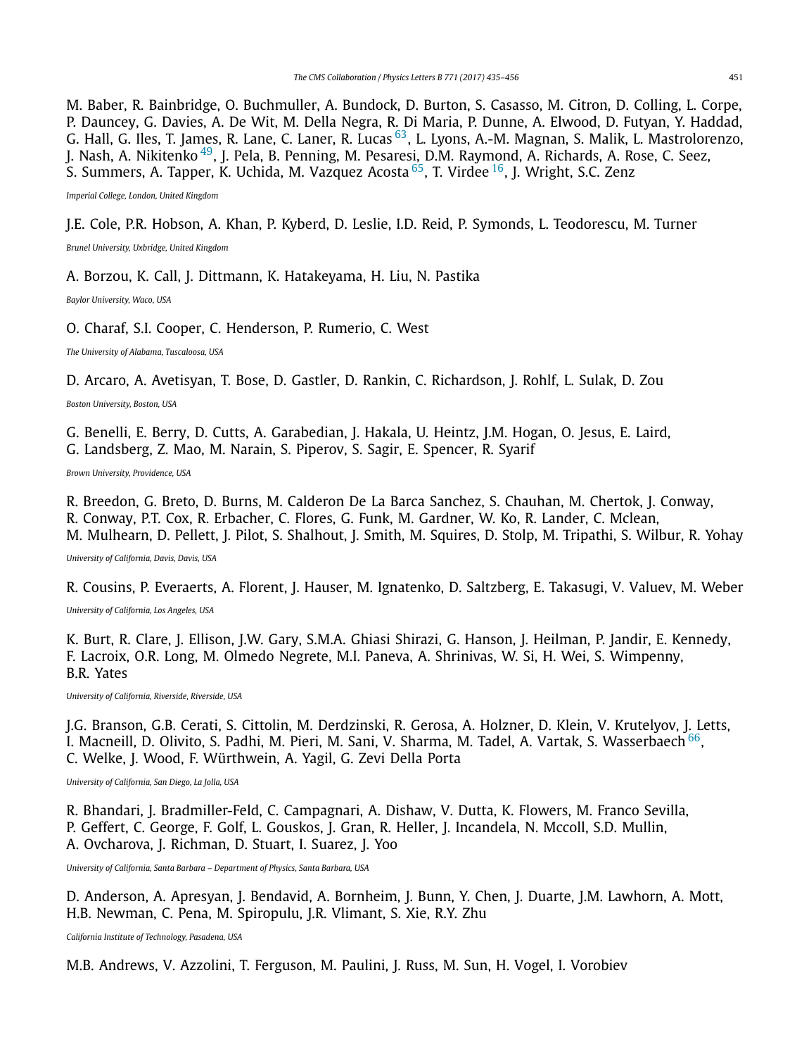M. Baber, R. Bainbridge, O. Buchmuller, A. Bundock, D. Burton, S. Casasso, M. Citron, D. Colling, L. Corpe, P. Dauncey, G. Davies, A. De Wit, M. Della Negra, R. Di Maria, P. Dunne, A. Elwood, D. Futyan, Y. Haddad, G. Hall, G. Iles, T. James, R. Lane, C. Laner, R. Lucas [63], L. Lyons, A.-M. Magnan, S. Malik, L. Mastrolorenzo, J. Nash, A. Nikitenko [49], J. Pela, B. Penning, M. Pesaresi, D.M. Raymond, A. Richards, A. Rose, C. Seez, S. Summers, A. Tapper, K. Uchida, M. Vazquez Acosta [65], T. Virdee [16], J. Wright, S.C. Zenz

*Imperial College, London, United Kingdom*

J.E. Cole, P.R. Hobson, A. Khan, P. Kyberd, D. Leslie, I.D. Reid, P. Symonds, L. Teodorescu, M. Turner

*Brunel University, Uxbridge, United Kingdom*

A. Borzou, K. Call, J. Dittmann, K. Hatakeyama, H. Liu, N. Pastika

*Baylor University, Waco, USA*

O. Charaf, S.I. Cooper, C. Henderson, P. Rumerio, C. West

*The University of Alabama, Tuscaloosa, USA*

D. Arcaro, A. Avetisyan, T. Bose, D. Gastler, D. Rankin, C. Richardson, J. Rohlf, L. Sulak, D. Zou

*Boston University, Boston, USA*

G. Benelli, E. Berry, D. Cutts, A. Garabedian, J. Hakala, U. Heintz, J.M. Hogan, O. Jesus, E. Laird, G. Landsberg, Z. Mao, M. Narain, S. Piperov, S. Sagir, E. Spencer, R. Syarif

*Brown University, Providence, USA*

R. Breedon, G. Breto, D. Burns, M. Calderon De La Barca Sanchez, S. Chauhan, M. Chertok, J. Conway, R. Conway, P.T. Cox, R. Erbacher, C. Flores, G. Funk, M. Gardner, W. Ko, R. Lander, C. Mclean, M. Mulhearn, D. Pellett, J. Pilot, S. Shalhout, J. Smith, M. Squires, D. Stolp, M. Tripathi, S. Wilbur, R. Yohay

*University of California, Davis, Davis, USA*

R. Cousins, P. Everaerts, A. Florent, J. Hauser, M. Ignatenko, D. Saltzberg, E. Takasugi, V. Valuev, M. Weber

*University of California, Los Angeles, USA*

K. Burt, R. Clare, J. Ellison, J.W. Gary, S.M.A. Ghiasi Shirazi, G. Hanson, J. Heilman, P. Jandir, E. Kennedy, F. Lacroix, O.R. Long, M. Olmedo Negrete, M.I. Paneva, A. Shrinivas, W. Si, H. Wei, S. Wimpenny, B.R. Yates

*University of California, Riverside, Riverside, USA*

J.G. Branson, G.B. Cerati, S. Cittolin, M. Derdzinski, R. Gerosa, A. Holzner, D. Klein, V. Krutelyov, J. Letts, I. Macneill, D. Olivito, S. Padhi, M. Pieri, M. Sani, V. Sharma, M. Tadel, A. Vartak, S. Wasserbaech [66], C. Welke, J. Wood, F. Würthwein, A. Yagil, G. Zevi Della Porta

*University of California, San Diego, La Jolla, USA*

R. Bhandari, J. Bradmiller-Feld, C. Campagnari, A. Dishaw, V. Dutta, K. Flowers, M. Franco Sevilla, P. Geffert, C. George, F. Golf, L. Gouskos, J. Gran, R. Heller, J. Incandela, N. Mccoll, S.D. Mullin, A. Ovcharova, J. Richman, D. Stuart, I. Suarez, J. Yoo

*University of California, Santa Barbara – Department of Physics, Santa Barbara, USA*

D. Anderson, A. Apresyan, J. Bendavid, A. Bornheim, J. Bunn, Y. Chen, J. Duarte, J.M. Lawhorn, A. Mott, H.B. Newman, C. Pena, M. Spiropulu, J.R. Vlimant, S. Xie, R.Y. Zhu

*California Institute of Technology, Pasadena, USA*

M.B. Andrews, V. Azzolini, T. Ferguson, M. Paulini, J. Russ, M. Sun, H. Vogel, I. Vorobiev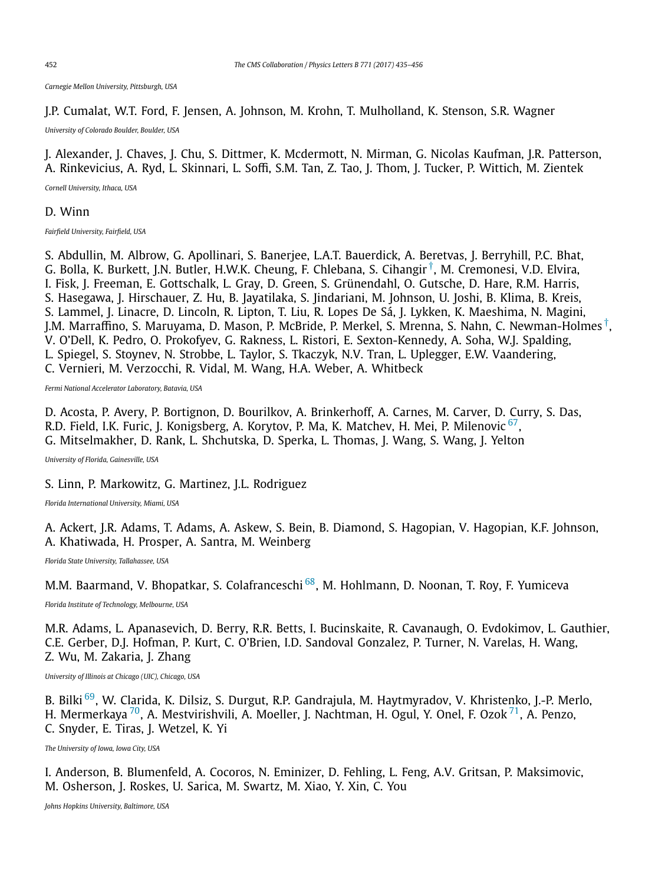*Carnegie Mellon University, Pittsburgh, USA*

J.P. Cumalat, W.T. Ford, F. Jensen, A. Johnson, M. Krohn, T. Mulholland, K. Stenson, S.R. Wagner

*University of Colorado Boulder, Boulder, USA*

J. Alexander, J. Chaves, J. Chu, S. Dittmer, K. Mcdermott, N. Mirman, G. Nicolas Kaufman, J.R. Patterson, A. Rinkevicius, A. Ryd, L. Skinnari, L. Soffi, S.M. Tan, Z. Tao, J. Thom, J. Tucker, P. Wittich, M. Zientek

*Cornell University, Ithaca, USA*

D. Winn

*Fairfield University, Fairfield, USA*

S. Abdullin, M. Albrow, G. Apollinari, S. Banerjee, L.A.T. Bauerdick, A. Beretvas, J. Berryhill, P.C. Bhat, G. Bolla, K. Burkett, J.N. Butler, H.W.K. Cheung, F. Chlebana, S. Cihangir [†], M. Cremonesi, V.D. Elvira, I. Fisk, J. Freeman, E. Gottschalk, L. Gray, D. Green, S. Grünendahl, O. Gutsche, D. Hare, R.M. Harris, S. Hasegawa, J. Hirschauer, Z. Hu, B. Jayatilaka, S. Jindariani, M. Johnson, U. Joshi, B. Klima, B. Kreis, S. Lammel, J. Linacre, D. Lincoln, R. Lipton, T. Liu, R. Lopes De Sá, J. Lykken, K. Maeshima, N. Magini, J.M. Marraffino, S. Maruyama, D. Mason, P. McBride, P. Merkel, S. Mrenna, S. Nahn, C. Newman-Holmes [†], V. O'Dell, K. Pedro, O. Prokofyev, G. Rakness, L. Ristori, E. Sexton-Kennedy, A. Soha, W.J. Spalding, L. Spiegel, S. Stoynev, N. Strobbe, L. Taylor, S. Tkaczyk, N.V. Tran, L. Uplegger, E.W. Vaandering, C. Vernieri, M. Verzocchi, R. Vidal, M. Wang, H.A. Weber, A. Whitbeck

*Fermi National Accelerator Laboratory, Batavia, USA*

D. Acosta, P. Avery, P. Bortignon, D. Bourilkov, A. Brinkerhoff, A. Carnes, M. Carver, D. Curry, S. Das, R.D. Field, I.K. Furic, J. Konigsberg, A. Korytov, P. Ma, K. Matchev, H. Mei, P. Milenovic [67], G. Mitselmakher, D. Rank, L. Shchutska, D. Sperka, L. Thomas, J. Wang, S. Wang, J. Yelton

*University of Florida, Gainesville, USA*

S. Linn, P. Markowitz, G. Martinez, J.L. Rodriguez

*Florida International University, Miami, USA*

A. Ackert, J.R. Adams, T. Adams, A. Askew, S. Bein, B. Diamond, S. Hagopian, V. Hagopian, K.F. Johnson, A. Khatiwada, H. Prosper, A. Santra, M. Weinberg

*Florida State University, Tallahassee, USA*

M.M. Baarmand, V. Bhopatkar, S. Colafranceschi [68], M. Hohlmann, D. Noonan, T. Roy, F. Yumiceva

*Florida Institute of Technology, Melbourne, USA*

M.R. Adams, L. Apanasevich, D. Berry, R.R. Betts, I. Bucinskaite, R. Cavanaugh, O. Evdokimov, L. Gauthier, C.E. Gerber, D.J. Hofman, P. Kurt, C. O'Brien, I.D. Sandoval Gonzalez, P. Turner, N. Varelas, H. Wang, Z. Wu, M. Zakaria, J. Zhang

*University of Illinois at Chicago (UIC), Chicago, USA*

B. Bilki [69], W. Clarida, K. Dilsiz, S. Durgut, R.P. Gandrajula, M. Haytmyradov, V. Khristenko, J.-P. Merlo, H. Mermerkaya [70], A. Mestvirishvili, A. Moeller, J. Nachtman, H. Ogul, Y. Onel, F. Ozok [71], A. Penzo, C. Snyder, E. Tiras, J. Wetzel, K. Yi

*The University of Iowa, Iowa City, USA*

I. Anderson, B. Blumenfeld, A. Cocoros, N. Eminizer, D. Fehling, L. Feng, A.V. Gritsan, P. Maksimovic, M. Osherson, J. Roskes, U. Sarica, M. Swartz, M. Xiao, Y. Xin, C. You

*Johns Hopkins University, Baltimore, USA*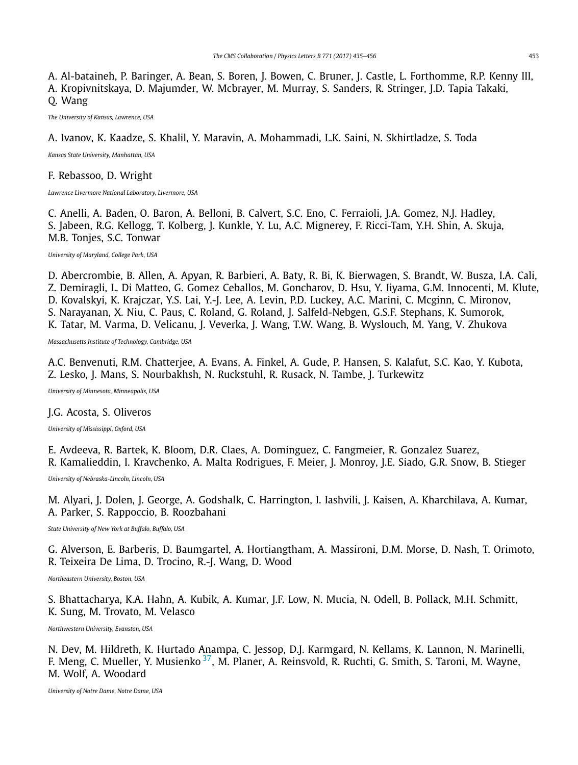A. Al-bataineh, P. Baringer, A. Bean, S. Boren, J. Bowen, C. Bruner, J. Castle, L. Forthomme, R.P. Kenny III, A. Kropivnitskaya, D. Majumder, W. Mcbrayer, M. Murray, S. Sanders, R. Stringer, J.D. Tapia Takaki, Q. Wang

*The University of Kansas, Lawrence, USA*

A. Ivanov, K. Kaadze, S. Khalil, Y. Maravin, A. Mohammadi, L.K. Saini, N. Skhirtladze, S. Toda

*Kansas State University, Manhattan, USA*

F. Rebassoo, D. Wright

*Lawrence Livermore National Laboratory, Livermore, USA*

C. Anelli, A. Baden, O. Baron, A. Belloni, B. Calvert, S.C. Eno, C. Ferraioli, J.A. Gomez, N.J. Hadley, S. Jabeen, R.G. Kellogg, T. Kolberg, J. Kunkle, Y. Lu, A.C. Mignerey, F. Ricci-Tam, Y.H. Shin, A. Skuja, M.B. Tonjes, S.C. Tonwar

*University of Maryland, College Park, USA*

D. Abercrombie, B. Allen, A. Apyan, R. Barbieri, A. Baty, R. Bi, K. Bierwagen, S. Brandt, W. Busza, I.A. Cali, Z. Demiragli, L. Di Matteo, G. Gomez Ceballos, M. Goncharov, D. Hsu, Y. Iiyama, G.M. Innocenti, M. Klute, D. Kovalskyi, K. Krajczar, Y.S. Lai, Y.-J. Lee, A. Levin, P.D. Luckey, A.C. Marini, C. Mcginn, C. Mironov, S. Narayanan, X. Niu, C. Paus, C. Roland, G. Roland, J. Salfeld-Nebgen, G.S.F. Stephans, K. Sumorok, K. Tatar, M. Varma, D. Velicanu, J. Veverka, J. Wang, T.W. Wang, B. Wyslouch, M. Yang, V. Zhukova

*Massachusetts Institute of Technology, Cambridge, USA*

A.C. Benvenuti, R.M. Chatterjee, A. Evans, A. Finkel, A. Gude, P. Hansen, S. Kalafut, S.C. Kao, Y. Kubota, Z. Lesko, J. Mans, S. Nourbakhsh, N. Ruckstuhl, R. Rusack, N. Tambe, J. Turkewitz

*University of Minnesota, Minneapolis, USA*

J.G. Acosta, S. Oliveros

*University of Mississippi, Oxford, USA*

E. Avdeeva, R. Bartek, K. Bloom, D.R. Claes, A. Dominguez, C. Fangmeier, R. Gonzalez Suarez, R. Kamalieddin, I. Kravchenko, A. Malta Rodrigues, F. Meier, J. Monroy, J.E. Siado, G.R. Snow, B. Stieger

*University of Nebraska-Lincoln, Lincoln, USA*

M. Alyari, J. Dolen, J. George, A. Godshalk, C. Harrington, I. Iashvili, J. Kaisen, A. Kharchilava, A. Kumar, A. Parker, S. Rappoccio, B. Roozbahani

*State University of New York at Buffalo, Buffalo, USA*

G. Alverson, E. Barberis, D. Baumgartel, A. Hortiangtham, A. Massironi, D.M. Morse, D. Nash, T. Orimoto, R. Teixeira De Lima, D. Trocino, R.-J. Wang, D. Wood

*Northeastern University, Boston, USA*

S. Bhattacharya, K.A. Hahn, A. Kubik, A. Kumar, J.F. Low, N. Mucia, N. Odell, B. Pollack, M.H. Schmitt, K. Sung, M. Trovato, M. Velasco

*Northwestern University, Evanston, USA*

N. Dev, M. Hildreth, K. Hurtado Anampa, C. Jessop, D.J. Karmgard, N. Kellams, K. Lannon, N. Marinelli, F. Meng, C. Mueller, Y. Musienko [37], M. Planer, A. Reinsvold, R. Ruchti, G. Smith, S. Taroni, M. Wayne, M. Wolf, A. Woodard

*University of Notre Dame, Notre Dame, USA*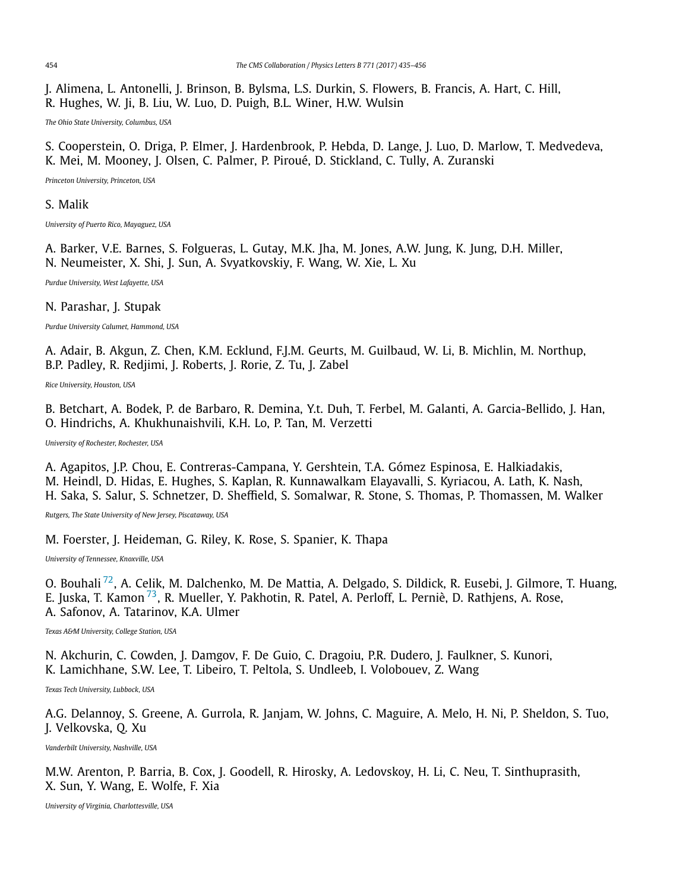J. Alimena, L. Antonelli, J. Brinson, B. Bylsma, L.S. Durkin, S. Flowers, B. Francis, A. Hart, C. Hill, R. Hughes, W. Ji, B. Liu, W. Luo, D. Puigh, B.L. Winer, H.W. Wulsin

*The Ohio State University, Columbus, USA*

S. Cooperstein, O. Driga, P. Elmer, J. Hardenbrook, P. Hebda, D. Lange, J. Luo, D. Marlow, T. Medvedeva, K. Mei, M. Mooney, J. Olsen, C. Palmer, P. Piroué, D. Stickland, C. Tully, A. Zuranski

*Princeton University, Princeton, USA*

S. Malik

*University of Puerto Rico, Mayaguez, USA*

A. Barker, V.E. Barnes, S. Folgueras, L. Gutay, M.K. Jha, M. Jones, A.W. Jung, K. Jung, D.H. Miller, N. Neumeister, X. Shi, J. Sun, A. Svyatkovskiy, F. Wang, W. Xie, L. Xu

*Purdue University, West Lafayette, USA*

N. Parashar, J. Stupak

*Purdue University Calumet, Hammond, USA*

A. Adair, B. Akgun, Z. Chen, K.M. Ecklund, F.J.M. Geurts, M. Guilbaud, W. Li, B. Michlin, M. Northup, B.P. Padley, R. Redjimi, J. Roberts, J. Rorie, Z. Tu, J. Zabel

*Rice University, Houston, USA*

B. Betchart, A. Bodek, P. de Barbaro, R. Demina, Y.t. Duh, T. Ferbel, M. Galanti, A. Garcia-Bellido, J. Han, O. Hindrichs, A. Khukhunaishvili, K.H. Lo, P. Tan, M. Verzetti

*University of Rochester, Rochester, USA*

A. Agapitos, J.P. Chou, E. Contreras-Campana, Y. Gershtein, T.A. Gómez Espinosa, E. Halkiadakis, M. Heindl, D. Hidas, E. Hughes, S. Kaplan, R. Kunnawalkam Elayavalli, S. Kyriacou, A. Lath, K. Nash, H. Saka, S. Salur, S. Schnetzer, D. Sheffield, S. Somalwar, R. Stone, S. Thomas, P. Thomassen, M. Walker

*Rutgers, The State University of New Jersey, Piscataway, USA*

M. Foerster, J. Heideman, G. Riley, K. Rose, S. Spanier, K. Thapa

*University of Tennessee, Knoxville, USA*

O. Bouhali [72], A. Celik, M. Dalchenko, M. De Mattia, A. Delgado, S. Dildick, R. Eusebi, J. Gilmore, T. Huang, E. Juska, T. Kamon [73], R. Mueller, Y. Pakhotin, R. Patel, A. Perloff, L. Perniè, D. Rathjens, A. Rose, A. Safonov, A. Tatarinov, K.A. Ulmer

*Texas A&M University, College Station, USA*

N. Akchurin, C. Cowden, J. Damgov, F. De Guio, C. Dragoiu, P.R. Dudero, J. Faulkner, S. Kunori, K. Lamichhane, S.W. Lee, T. Libeiro, T. Peltola, S. Undleeb, I. Volobouev, Z. Wang

*Texas Tech University, Lubbock, USA*

A.G. Delannoy, S. Greene, A. Gurrola, R. Janjam, W. Johns, C. Maguire, A. Melo, H. Ni, P. Sheldon, S. Tuo, J. Velkovska, Q. Xu

*Vanderbilt University, Nashville, USA*

M.W. Arenton, P. Barria, B. Cox, J. Goodell, R. Hirosky, A. Ledovskoy, H. Li, C. Neu, T. Sinthuprasith, X. Sun, Y. Wang, E. Wolfe, F. Xia

*University of Virginia, Charlottesville, USA*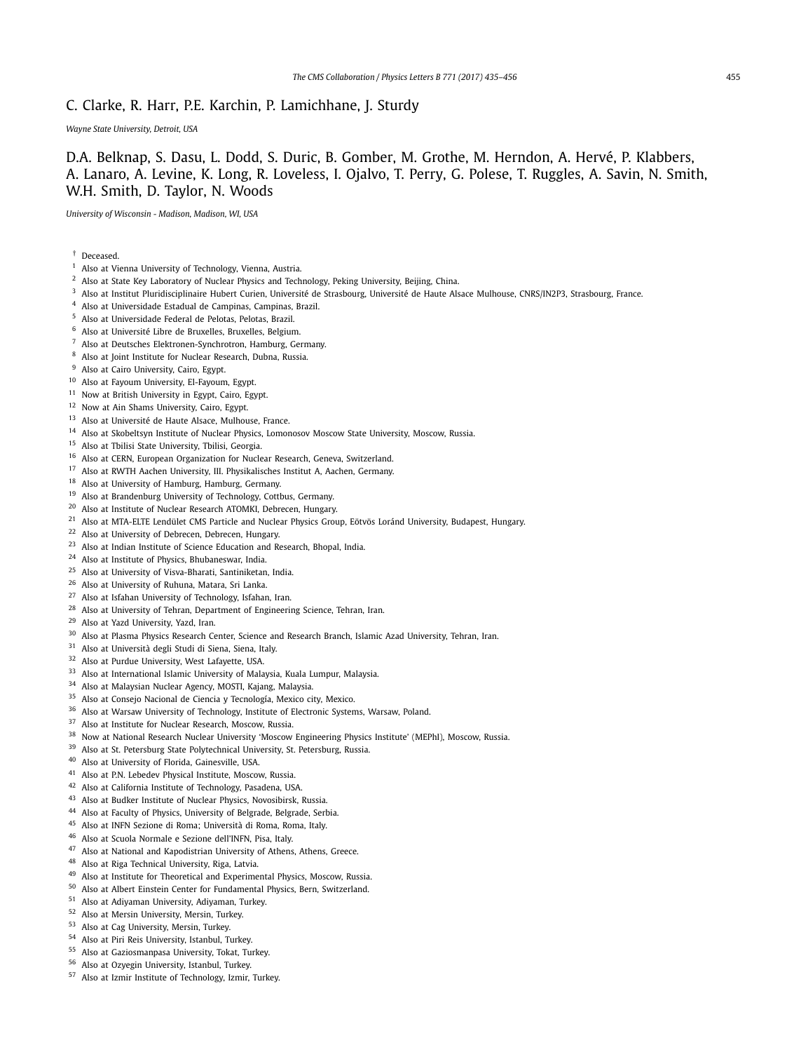C. Clarke, R. Harr, P.E. Karchin, P. Lamichhane, J. Sturdy

*Wayne State University, Detroit, USA*

D.A. Belknap, S. Dasu, L. Dodd, S. Duric, B. Gomber, M. Grothe, M. Herndon, A. Hervé, P. Klabbers, A. Lanaro, A. Levine, K. Long, R. Loveless, I. Ojalvo, T. Perry, G. Polese, T. Ruggles, A. Savin, N. Smith, W.H. Smith, D. Taylor, N. Woods

*University of Wisconsin - Madison, Madison, WI, USA*

† Deceased.

[1] Also at Vienna University of Technology, Vienna, Austria.

[2] Also at State Key Laboratory of Nuclear Physics and Technology, Peking University, Beijing, China.

[3] Also at Institut Pluridisciplinaire Hubert Curien, Université de Strasbourg, Université de Haute Alsace Mulhouse, CNRS/IN2P3, Strasbourg, France.

[4] Also at Universidade Estadual de Campinas, Campinas, Brazil.

[5] Also at Universidade Federal de Pelotas, Pelotas, Brazil.

[6] Also at Université Libre de Bruxelles, Bruxelles, Belgium.

[7] Also at Deutsches Elektronen-Synchrotron, Hamburg, Germany.

[8] Also at Joint Institute for Nuclear Research, Dubna, Russia.

[9] Also at Cairo University, Cairo, Egypt.

[10] Also at Fayoum University, El-Fayoum, Egypt.

[11] Now at British University in Egypt, Cairo, Egypt.

[12] Now at Ain Shams University, Cairo, Egypt.

[13] Also at Université de Haute Alsace, Mulhouse, France.

[14] Also at Skobeltsyn Institute of Nuclear Physics, Lomonosov Moscow State University, Moscow, Russia.

[15] Also at Tbilisi State University, Tbilisi, Georgia.

[16] Also at CERN, European Organization for Nuclear Research, Geneva, Switzerland.

[17] Also at RWTH Aachen University, III. Physikalisches Institut A, Aachen, Germany.

[18] Also at University of Hamburg, Hamburg, Germany.

[19] Also at Brandenburg University of Technology, Cottbus, Germany.

[20] Also at Institute of Nuclear Research ATOMKI, Debrecen, Hungary.

[21] Also at MTA-ELTE Lendület CMS Particle and Nuclear Physics Group, Eötvös Loránd University, Budapest, Hungary.

[22] Also at University of Debrecen, Debrecen, Hungary.

[23] Also at Indian Institute of Science Education and Research, Bhopal, India.

[24] Also at Institute of Physics, Bhubaneswar, India.

[25] Also at University of Visva-Bharati, Santiniketan, India.

[26] Also at University of Ruhuna, Matara, Sri Lanka.

[27] Also at Isfahan University of Technology, Isfahan, Iran.

[28] Also at University of Tehran, Department of Engineering Science, Tehran, Iran.

[29] Also at Yazd University, Yazd, Iran.

[30] Also at Plasma Physics Research Center, Science and Research Branch, Islamic Azad University, Tehran, Iran.

[31] Also at Università degli Studi di Siena, Siena, Italy.

[32] Also at Purdue University, West Lafayette, USA.

[33] Also at International Islamic University of Malaysia, Kuala Lumpur, Malaysia.

[34] Also at Malaysian Nuclear Agency, MOSTI, Kajang, Malaysia.

[35] Also at Consejo Nacional de Ciencia y Tecnología, Mexico city, Mexico.

[36] Also at Warsaw University of Technology, Institute of Electronic Systems, Warsaw, Poland.

[37] Also at Institute for Nuclear Research, Moscow, Russia.

[38] Now at National Research Nuclear University 'Moscow Engineering Physics Institute' (MEPhI), Moscow, Russia.

[39] Also at St. Petersburg State Polytechnical University, St. Petersburg, Russia.

[40] Also at University of Florida, Gainesville, USA.

[41] Also at P.N. Lebedev Physical Institute, Moscow, Russia.

[42] Also at California Institute of Technology, Pasadena, USA.

[43] Also at Budker Institute of Nuclear Physics, Novosibirsk, Russia.

[44] Also at Faculty of Physics, University of Belgrade, Belgrade, Serbia.

[45] Also at INFN Sezione di Roma; Università di Roma, Roma, Italy.

[46] Also at Scuola Normale e Sezione dell'INFN, Pisa, Italy.

[47] Also at National and Kapodistrian University of Athens, Athens, Greece.

[48] Also at Riga Technical University, Riga, Latvia.

[49] Also at Institute for Theoretical and Experimental Physics, Moscow, Russia.

[50] Also at Albert Einstein Center for Fundamental Physics, Bern, Switzerland.

[51] Also at Adiyaman University, Adiyaman, Turkey.

[52] Also at Mersin University, Mersin, Turkey.

[53] Also at Cag University, Mersin, Turkey.

[54] Also at Piri Reis University, Istanbul, Turkey.

[55] Also at Gaziosmanpasa University, Tokat, Turkey.

[56] Also at Ozyegin University, Istanbul, Turkey.

[57] Also at Izmir Institute of Technology, Izmir, Turkey.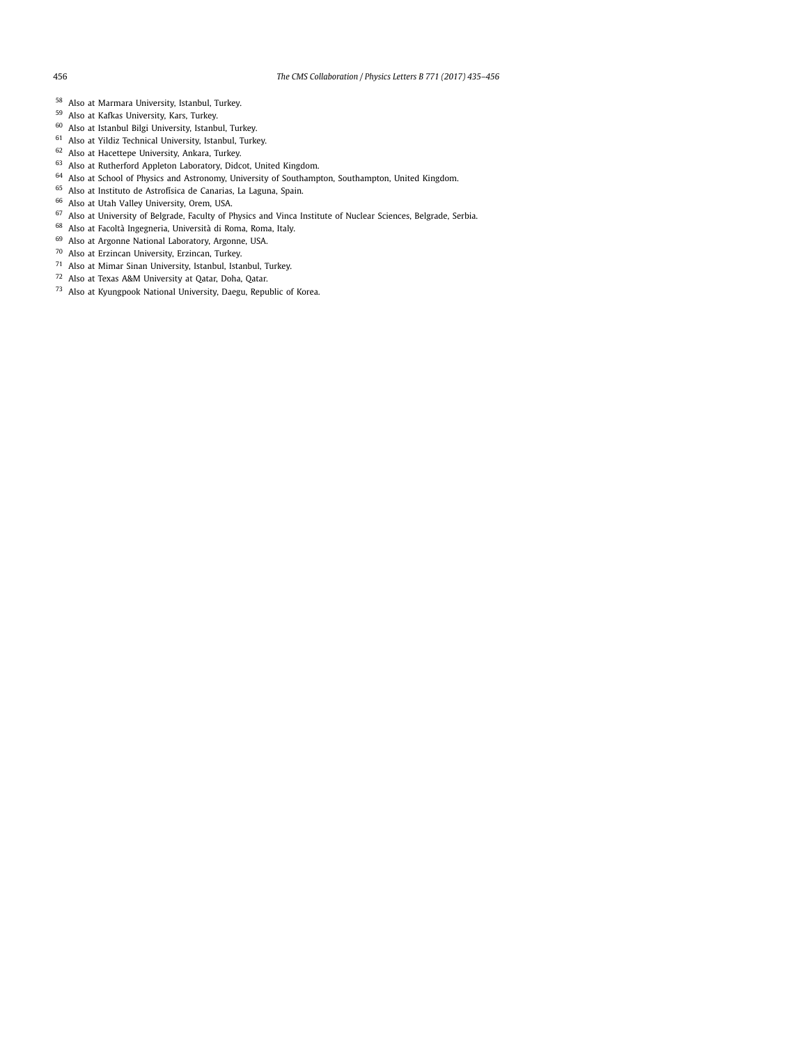[58] Also at Marmara University, Istanbul, Turkey.
[59] Also at Kafkas University, Kars, Turkey.
[60] Also at Istanbul Bilgi University, Istanbul, Turkey.
[61] Also at Yildiz Technical University, Istanbul, Turkey.
[62] Also at Hacettepe University, Ankara, Turkey.
[63] Also at Rutherford Appleton Laboratory, Didcot, United Kingdom.
[64] Also at School of Physics and Astronomy, University of Southampton, Southampton, United Kingdom.
[65] Also at Instituto de Astrofísica de Canarias, La Laguna, Spain.
[66] Also at Utah Valley University, Orem, USA.
[67] Also at University of Belgrade, Faculty of Physics and Vinca Institute of Nuclear Sciences, Belgrade, Serbia.
[68] Also at Facoltà Ingegneria, Università di Roma, Roma, Italy.
[69] Also at Argonne National Laboratory, Argonne, USA.
[70] Also at Erzincan University, Erzincan, Turkey.
[71] Also at Mimar Sinan University, Istanbul, Istanbul, Turkey.
[72] Also at Texas A&M University at Qatar, Doha, Qatar.
[73] Also at Kyungpook National University, Daegu, Republic of Korea.